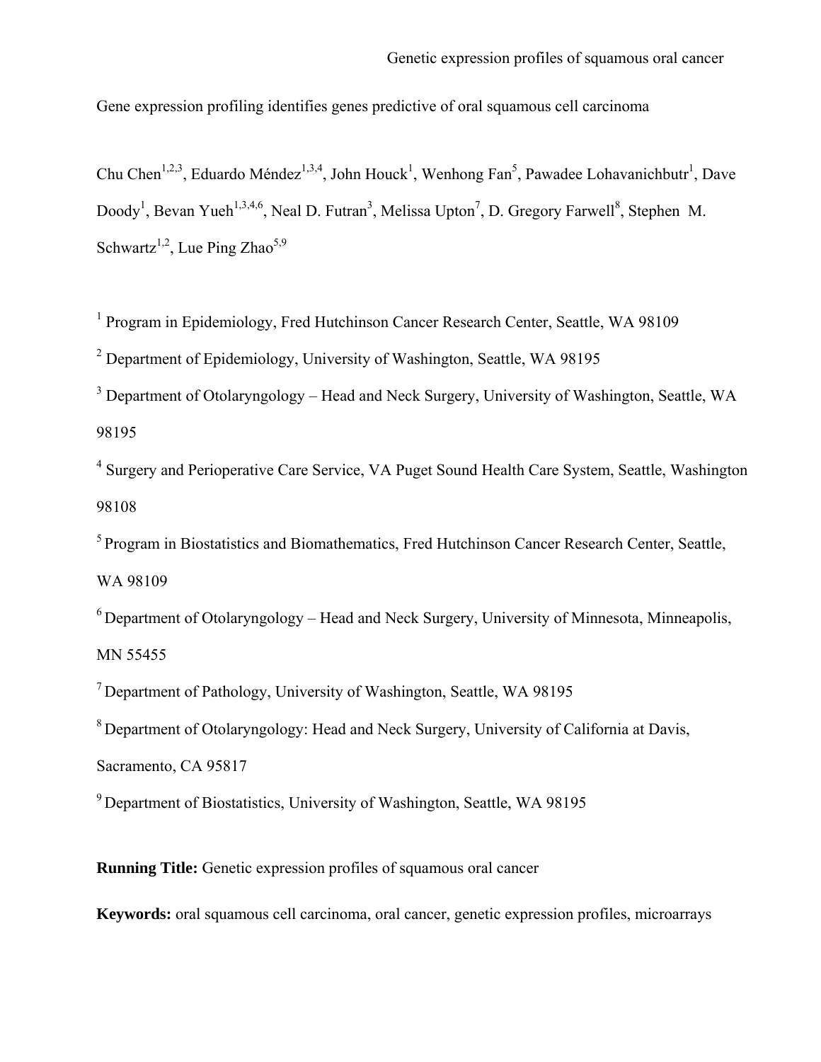# Gene expression profiling identifies genes predictive of oral squamous cell carcinoma

Chu Chen[1,2,3], Eduardo Méndez[1,3,4], John Houck[1], Wenhong Fan[5], Pawadee Lohavanichbutr[1], Dave Doody[1], Bevan Yueh[1,3,4,6], Neal D. Futran[3], Melissa Upton[7], D. Gregory Farwell[8], Stephen M. Schwartz[1,2], Lue Ping Zhao[5,9]

[1] Program in Epidemiology, Fred Hutchinson Cancer Research Center, Seattle, WA 98109

[2] Department of Epidemiology, University of Washington, Seattle, WA 98195

[3] Department of Otolaryngology – Head and Neck Surgery, University of Washington, Seattle, WA 98195

[4] Surgery and Perioperative Care Service, VA Puget Sound Health Care System, Seattle, Washington 98108

[5] Program in Biostatistics and Biomathematics, Fred Hutchinson Cancer Research Center, Seattle, WA 98109

[6] Department of Otolaryngology – Head and Neck Surgery, University of Minnesota, Minneapolis, MN 55455

[7] Department of Pathology, University of Washington, Seattle, WA 98195

[8] Department of Otolaryngology: Head and Neck Surgery, University of California at Davis, Sacramento, CA 95817

[9] Department of Biostatistics, University of Washington, Seattle, WA 98195

**Running Title:** Genetic expression profiles of squamous oral cancer

**Keywords:** oral squamous cell carcinoma, oral cancer, genetic expression profiles, microarrays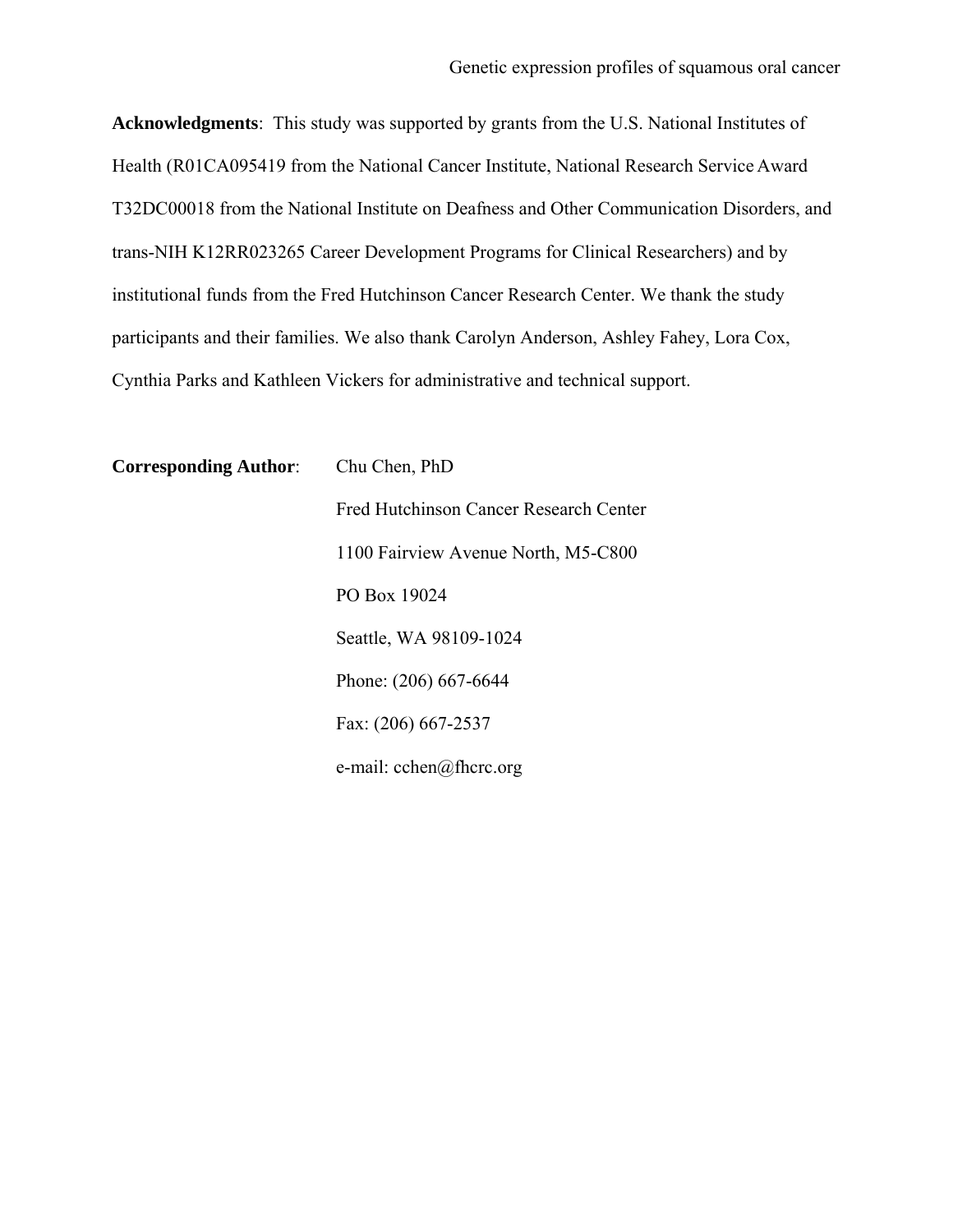**Acknowledgments**: This study was supported by grants from the U.S. National Institutes of Health (R01CA095419 from the National Cancer Institute, National Research Service Award T32DC00018 from the National Institute on Deafness and Other Communication Disorders, and trans-NIH K12RR023265 Career Development Programs for Clinical Researchers) and by institutional funds from the Fred Hutchinson Cancer Research Center. We thank the study participants and their families. We also thank Carolyn Anderson, Ashley Fahey, Lora Cox, Cynthia Parks and Kathleen Vickers for administrative and technical support.

**Corresponding Author**: Chu Chen, PhD

Fred Hutchinson Cancer Research Center

1100 Fairview Avenue North, M5-C800

PO Box 19024

Seattle, WA 98109-1024

Phone: (206) 667-6644

Fax: (206) 667-2537

e-mail: cchen@fhcrc.org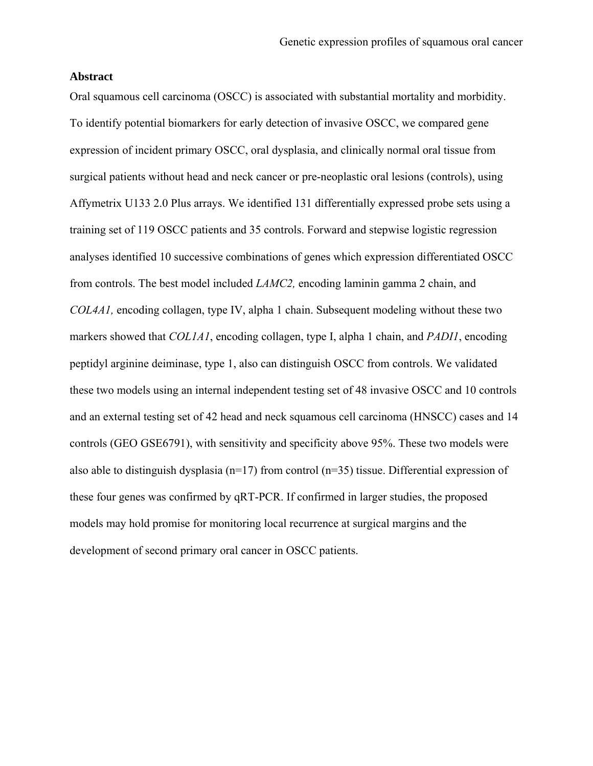**Abstract**

Oral squamous cell carcinoma (OSCC) is associated with substantial mortality and morbidity. To identify potential biomarkers for early detection of invasive OSCC, we compared gene expression of incident primary OSCC, oral dysplasia, and clinically normal oral tissue from surgical patients without head and neck cancer or pre-neoplastic oral lesions (controls), using Affymetrix U133 2.0 Plus arrays. We identified 131 differentially expressed probe sets using a training set of 119 OSCC patients and 35 controls. Forward and stepwise logistic regression analyses identified 10 successive combinations of genes which expression differentiated OSCC from controls. The best model included *LAMC2,* encoding laminin gamma 2 chain, and *COL4A1,* encoding collagen, type IV, alpha 1 chain. Subsequent modeling without these two markers showed that *COL1A1*, encoding collagen, type I, alpha 1 chain, and *PADI1*, encoding peptidyl arginine deiminase, type 1, also can distinguish OSCC from controls. We validated these two models using an internal independent testing set of 48 invasive OSCC and 10 controls and an external testing set of 42 head and neck squamous cell carcinoma (HNSCC) cases and 14 controls (GEO GSE6791), with sensitivity and specificity above 95%. These two models were also able to distinguish dysplasia (n=17) from control (n=35) tissue. Differential expression of these four genes was confirmed by qRT-PCR. If confirmed in larger studies, the proposed models may hold promise for monitoring local recurrence at surgical margins and the development of second primary oral cancer in OSCC patients.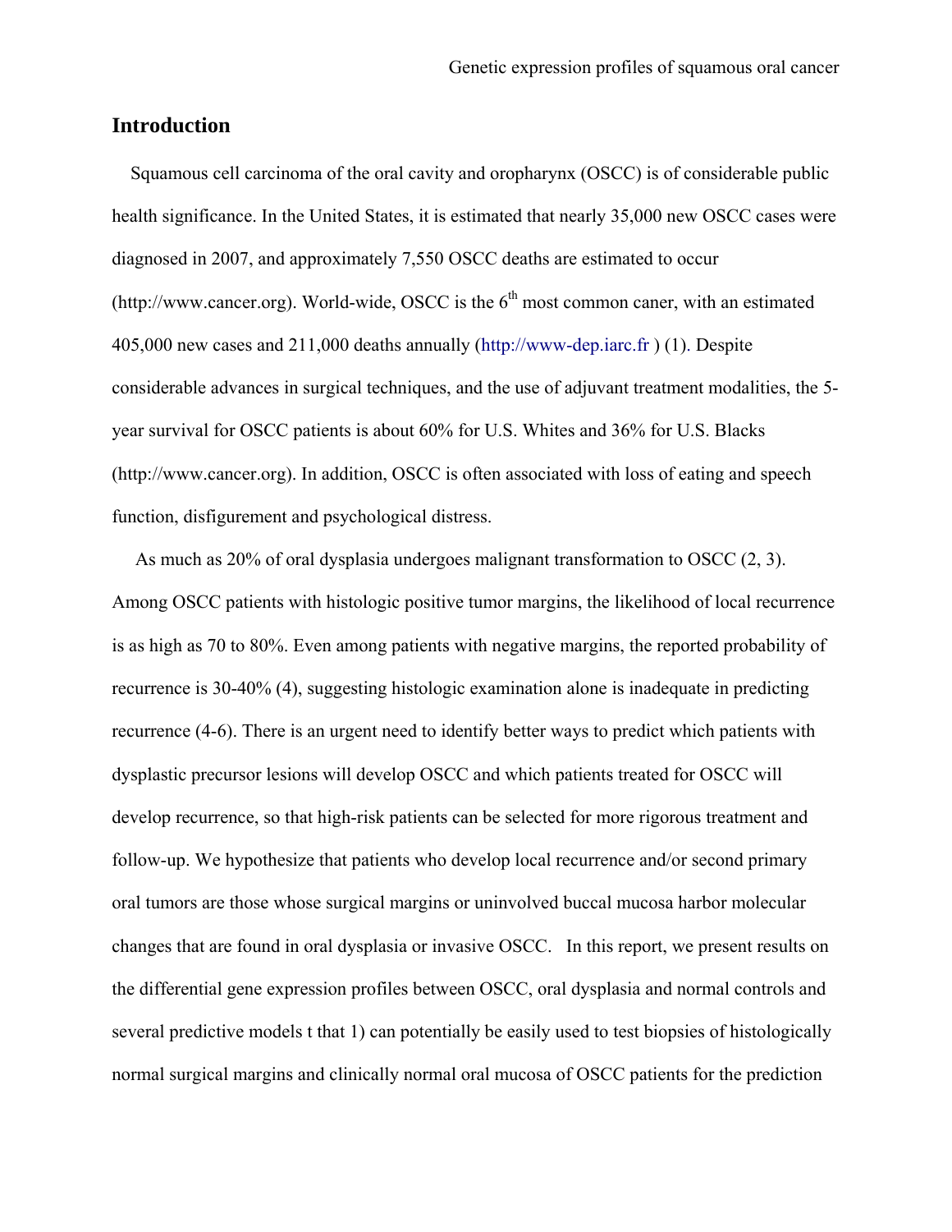## Introduction

Squamous cell carcinoma of the oral cavity and oropharynx (OSCC) is of considerable public health significance. In the United States, it is estimated that nearly 35,000 new OSCC cases were diagnosed in 2007, and approximately 7,550 OSCC deaths are estimated to occur (http://www.cancer.org). World-wide, OSCC is the 6th most common caner, with an estimated 405,000 new cases and 211,000 deaths annually (http://www-dep.iarc.fr ) (1). Despite considerable advances in surgical techniques, and the use of adjuvant treatment modalities, the 5-year survival for OSCC patients is about 60% for U.S. Whites and 36% for U.S. Blacks (http://www.cancer.org). In addition, OSCC is often associated with loss of eating and speech function, disfigurement and psychological distress.

As much as 20% of oral dysplasia undergoes malignant transformation to OSCC (2, 3). Among OSCC patients with histologic positive tumor margins, the likelihood of local recurrence is as high as 70 to 80%. Even among patients with negative margins, the reported probability of recurrence is 30-40% (4), suggesting histologic examination alone is inadequate in predicting recurrence (4-6). There is an urgent need to identify better ways to predict which patients with dysplastic precursor lesions will develop OSCC and which patients treated for OSCC will develop recurrence, so that high-risk patients can be selected for more rigorous treatment and follow-up. We hypothesize that patients who develop local recurrence and/or second primary oral tumors are those whose surgical margins or uninvolved buccal mucosa harbor molecular changes that are found in oral dysplasia or invasive OSCC. In this report, we present results on the differential gene expression profiles between OSCC, oral dysplasia and normal controls and several predictive models t that 1) can potentially be easily used to test biopsies of histologically normal surgical margins and clinically normal oral mucosa of OSCC patients for the prediction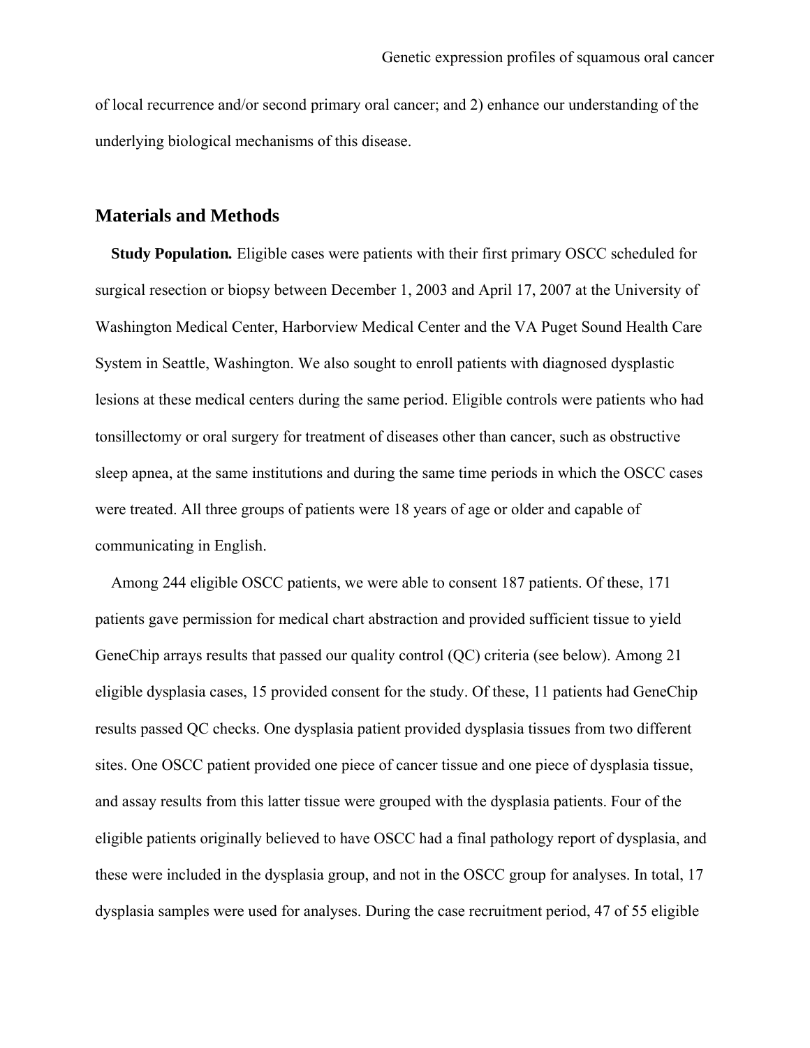of local recurrence and/or second primary oral cancer; and 2) enhance our understanding of the underlying biological mechanisms of this disease.

## Materials and Methods

**Study Population.** Eligible cases were patients with their first primary OSCC scheduled for surgical resection or biopsy between December 1, 2003 and April 17, 2007 at the University of Washington Medical Center, Harborview Medical Center and the VA Puget Sound Health Care System in Seattle, Washington. We also sought to enroll patients with diagnosed dysplastic lesions at these medical centers during the same period. Eligible controls were patients who had tonsillectomy or oral surgery for treatment of diseases other than cancer, such as obstructive sleep apnea, at the same institutions and during the same time periods in which the OSCC cases were treated. All three groups of patients were 18 years of age or older and capable of communicating in English.

Among 244 eligible OSCC patients, we were able to consent 187 patients. Of these, 171 patients gave permission for medical chart abstraction and provided sufficient tissue to yield GeneChip arrays results that passed our quality control (QC) criteria (see below). Among 21 eligible dysplasia cases, 15 provided consent for the study. Of these, 11 patients had GeneChip results passed QC checks. One dysplasia patient provided dysplasia tissues from two different sites. One OSCC patient provided one piece of cancer tissue and one piece of dysplasia tissue, and assay results from this latter tissue were grouped with the dysplasia patients. Four of the eligible patients originally believed to have OSCC had a final pathology report of dysplasia, and these were included in the dysplasia group, and not in the OSCC group for analyses. In total, 17 dysplasia samples were used for analyses. During the case recruitment period, 47 of 55 eligible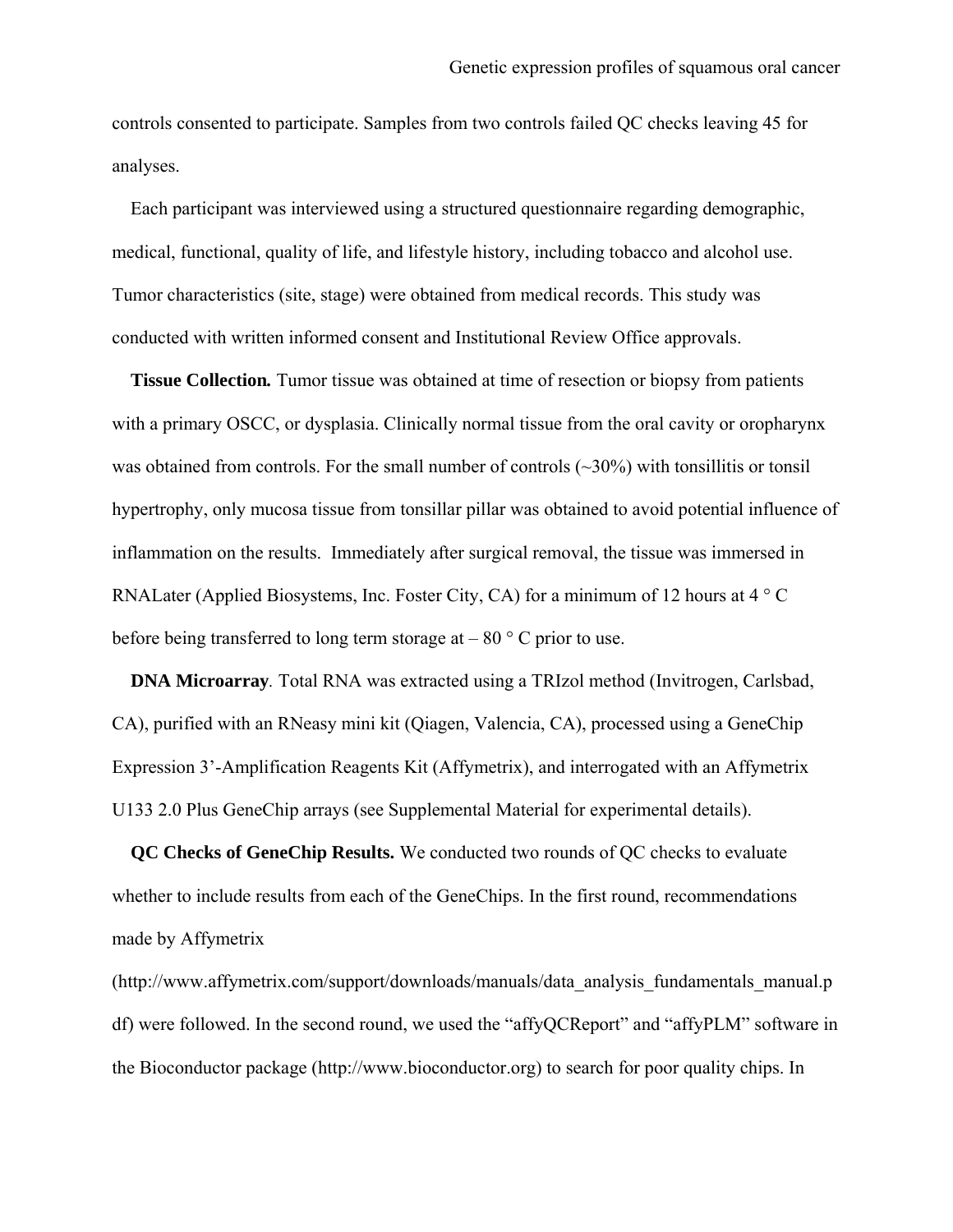controls consented to participate. Samples from two controls failed QC checks leaving 45 for analyses.

Each participant was interviewed using a structured questionnaire regarding demographic, medical, functional, quality of life, and lifestyle history, including tobacco and alcohol use. Tumor characteristics (site, stage) were obtained from medical records. This study was conducted with written informed consent and Institutional Review Office approvals.

**Tissue Collection.** Tumor tissue was obtained at time of resection or biopsy from patients with a primary OSCC, or dysplasia. Clinically normal tissue from the oral cavity or oropharynx was obtained from controls. For the small number of controls (~30%) with tonsillitis or tonsil hypertrophy, only mucosa tissue from tonsillar pillar was obtained to avoid potential influence of inflammation on the results. Immediately after surgical removal, the tissue was immersed in RNALater (Applied Biosystems, Inc. Foster City, CA) for a minimum of 12 hours at 4 ° C before being transferred to long term storage at – 80 ° C prior to use.

**DNA Microarray**. Total RNA was extracted using a TRIzol method (Invitrogen, Carlsbad, CA), purified with an RNeasy mini kit (Qiagen, Valencia, CA), processed using a GeneChip Expression 3'-Amplification Reagents Kit (Affymetrix), and interrogated with an Affymetrix U133 2.0 Plus GeneChip arrays (see Supplemental Material for experimental details).

**QC Checks of GeneChip Results.** We conducted two rounds of QC checks to evaluate whether to include results from each of the GeneChips. In the first round, recommendations made by Affymetrix (http://www.affymetrix.com/support/downloads/manuals/data_analysis_fundamentals_manual.pdf) were followed. In the second round, we used the "affyQCReport" and "affyPLM" software in the Bioconductor package (http://www.bioconductor.org) to search for poor quality chips. In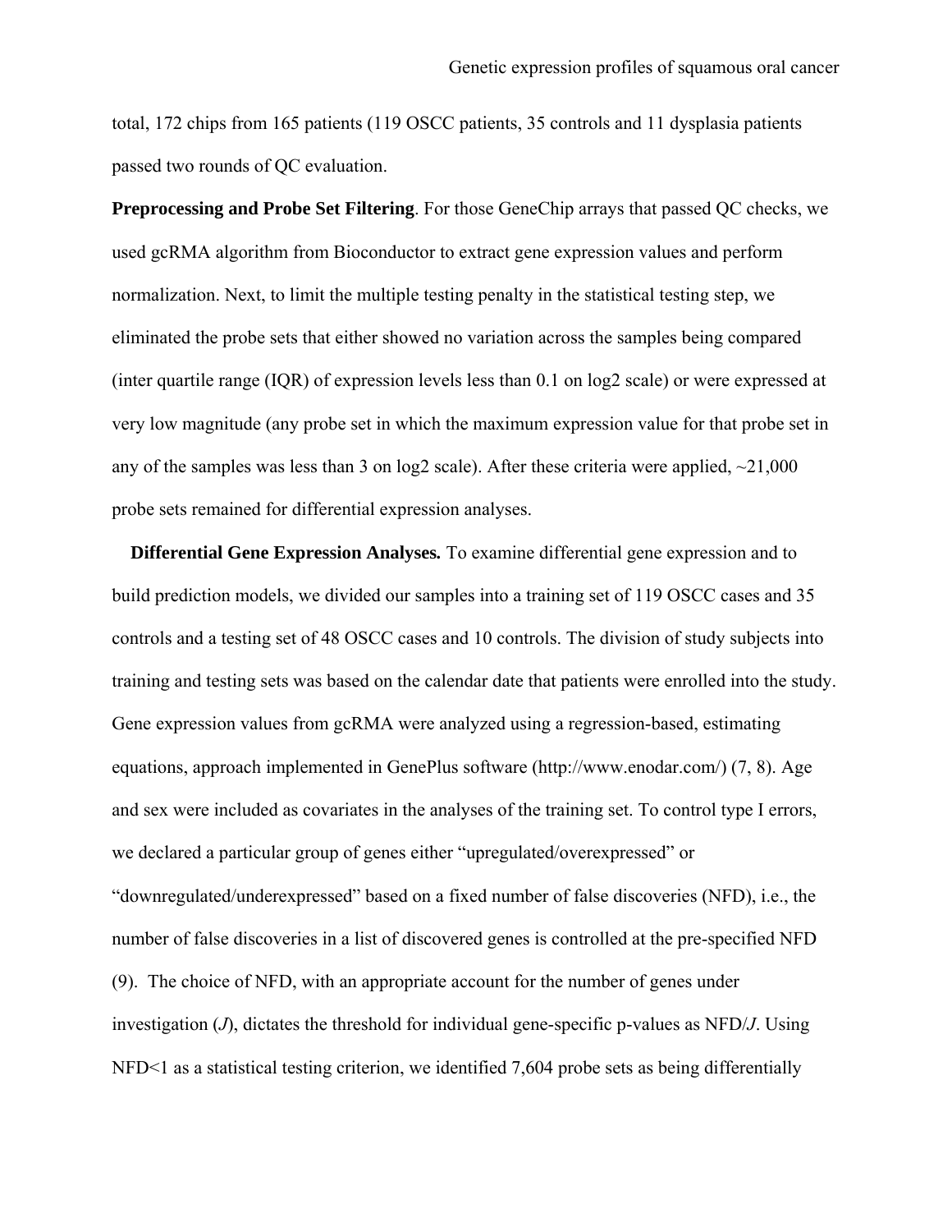total, 172 chips from 165 patients (119 OSCC patients, 35 controls and 11 dysplasia patients passed two rounds of QC evaluation.

**Preprocessing and Probe Set Filtering**. For those GeneChip arrays that passed QC checks, we used gcRMA algorithm from Bioconductor to extract gene expression values and perform normalization. Next, to limit the multiple testing penalty in the statistical testing step, we eliminated the probe sets that either showed no variation across the samples being compared (inter quartile range (IQR) of expression levels less than 0.1 on log2 scale) or were expressed at very low magnitude (any probe set in which the maximum expression value for that probe set in any of the samples was less than 3 on log2 scale). After these criteria were applied, ~21,000 probe sets remained for differential expression analyses.

**Differential Gene Expression Analyses.** To examine differential gene expression and to build prediction models, we divided our samples into a training set of 119 OSCC cases and 35 controls and a testing set of 48 OSCC cases and 10 controls. The division of study subjects into training and testing sets was based on the calendar date that patients were enrolled into the study. Gene expression values from gcRMA were analyzed using a regression-based, estimating equations, approach implemented in GenePlus software (http://www.enodar.com/) (7, 8). Age and sex were included as covariates in the analyses of the training set. To control type I errors, we declared a particular group of genes either "upregulated/overexpressed" or "downregulated/underexpressed" based on a fixed number of false discoveries (NFD), i.e., the number of false discoveries in a list of discovered genes is controlled at the pre-specified NFD (9). The choice of NFD, with an appropriate account for the number of genes under investigation ($J$), dictates the threshold for individual gene-specific p-values as NFD/$J$. Using NFD<1 as a statistical testing criterion, we identified 7,604 probe sets as being differentially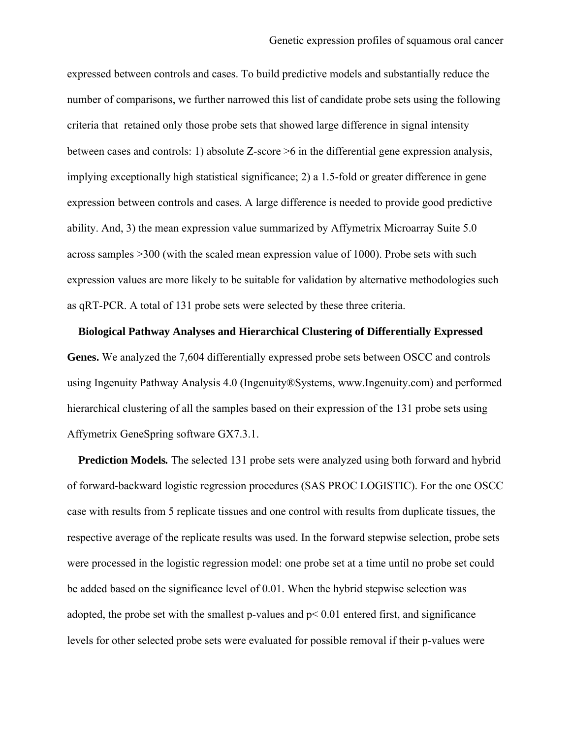expressed between controls and cases. To build predictive models and substantially reduce the number of comparisons, we further narrowed this list of candidate probe sets using the following criteria that retained only those probe sets that showed large difference in signal intensity between cases and controls: 1) absolute Z-score >6 in the differential gene expression analysis, implying exceptionally high statistical significance; 2) a 1.5-fold or greater difference in gene expression between controls and cases. A large difference is needed to provide good predictive ability. And, 3) the mean expression value summarized by Affymetrix Microarray Suite 5.0 across samples >300 (with the scaled mean expression value of 1000). Probe sets with such expression values are more likely to be suitable for validation by alternative methodologies such as qRT-PCR. A total of 131 probe sets were selected by these three criteria.

**Biological Pathway Analyses and Hierarchical Clustering of Differentially Expressed Genes.** We analyzed the 7,604 differentially expressed probe sets between OSCC and controls using Ingenuity Pathway Analysis 4.0 (Ingenuity®Systems, www.Ingenuity.com) and performed hierarchical clustering of all the samples based on their expression of the 131 probe sets using Affymetrix GeneSpring software GX7.3.1.

**Prediction Models.** The selected 131 probe sets were analyzed using both forward and hybrid of forward-backward logistic regression procedures (SAS PROC LOGISTIC). For the one OSCC case with results from 5 replicate tissues and one control with results from duplicate tissues, the respective average of the replicate results was used. In the forward stepwise selection, probe sets were processed in the logistic regression model: one probe set at a time until no probe set could be added based on the significance level of 0.01. When the hybrid stepwise selection was adopted, the probe set with the smallest p-values and $p < 0.01$ entered first, and significance levels for other selected probe sets were evaluated for possible removal if their p-values were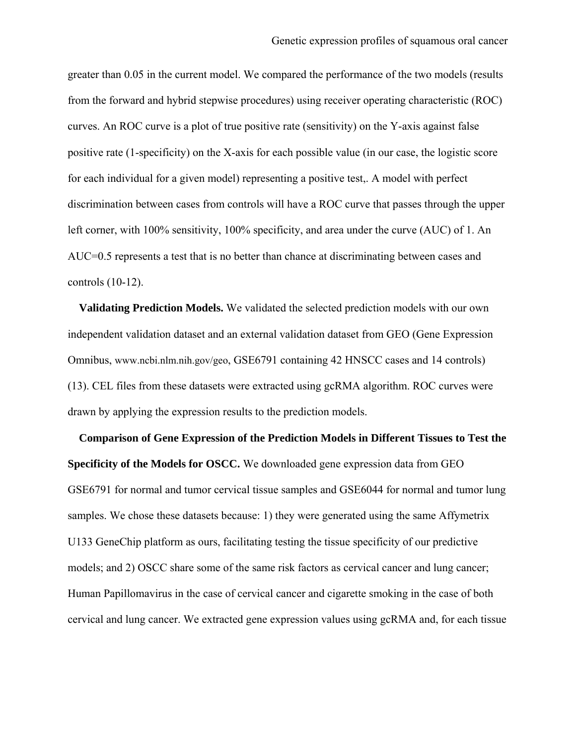greater than 0.05 in the current model. We compared the performance of the two models (results from the forward and hybrid stepwise procedures) using receiver operating characteristic (ROC) curves. An ROC curve is a plot of true positive rate (sensitivity) on the Y-axis against false positive rate (1-specificity) on the X-axis for each possible value (in our case, the logistic score for each individual for a given model) representing a positive test,. A model with perfect discrimination between cases from controls will have a ROC curve that passes through the upper left corner, with 100% sensitivity, 100% specificity, and area under the curve (AUC) of 1. An AUC=0.5 represents a test that is no better than chance at discriminating between cases and controls (10-12).

**Validating Prediction Models.** We validated the selected prediction models with our own independent validation dataset and an external validation dataset from GEO (Gene Expression Omnibus, www.ncbi.nlm.nih.gov/geo, GSE6791 containing 42 HNSCC cases and 14 controls) (13). CEL files from these datasets were extracted using gcRMA algorithm. ROC curves were drawn by applying the expression results to the prediction models.

**Comparison of Gene Expression of the Prediction Models in Different Tissues to Test the Specificity of the Models for OSCC.** We downloaded gene expression data from GEO GSE6791 for normal and tumor cervical tissue samples and GSE6044 for normal and tumor lung samples. We chose these datasets because: 1) they were generated using the same Affymetrix U133 GeneChip platform as ours, facilitating testing the tissue specificity of our predictive models; and 2) OSCC share some of the same risk factors as cervical cancer and lung cancer; Human Papillomavirus in the case of cervical cancer and cigarette smoking in the case of both cervical and lung cancer. We extracted gene expression values using gcRMA and, for each tissue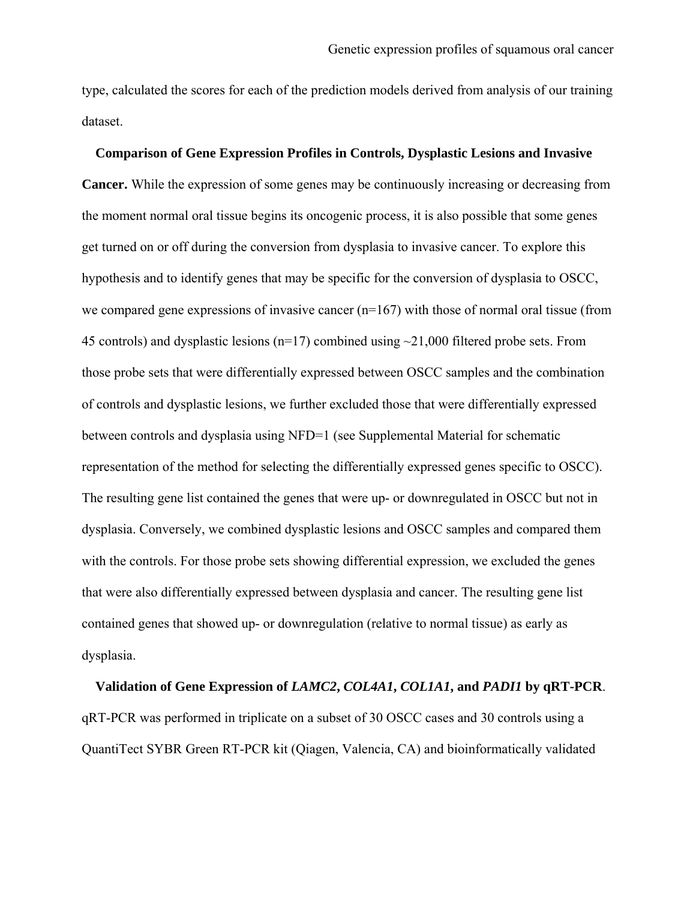type, calculated the scores for each of the prediction models derived from analysis of our training dataset.

**Comparison of Gene Expression Profiles in Controls, Dysplastic Lesions and Invasive Cancer.** While the expression of some genes may be continuously increasing or decreasing from the moment normal oral tissue begins its oncogenic process, it is also possible that some genes get turned on or off during the conversion from dysplasia to invasive cancer. To explore this hypothesis and to identify genes that may be specific for the conversion of dysplasia to OSCC, we compared gene expressions of invasive cancer (n=167) with those of normal oral tissue (from 45 controls) and dysplastic lesions (n=17) combined using ~21,000 filtered probe sets. From those probe sets that were differentially expressed between OSCC samples and the combination of controls and dysplastic lesions, we further excluded those that were differentially expressed between controls and dysplasia using NFD=1 (see Supplemental Material for schematic representation of the method for selecting the differentially expressed genes specific to OSCC). The resulting gene list contained the genes that were up- or downregulated in OSCC but not in dysplasia. Conversely, we combined dysplastic lesions and OSCC samples and compared them with the controls. For those probe sets showing differential expression, we excluded the genes that were also differentially expressed between dysplasia and cancer. The resulting gene list contained genes that showed up- or downregulation (relative to normal tissue) as early as dysplasia.

**Validation of Gene Expression of *LAMC2*, *COL4A1*, *COL1A1*, and *PADI1* by qRT-PCR**. qRT-PCR was performed in triplicate on a subset of 30 OSCC cases and 30 controls using a QuantiTect SYBR Green RT-PCR kit (Qiagen, Valencia, CA) and bioinformatically validated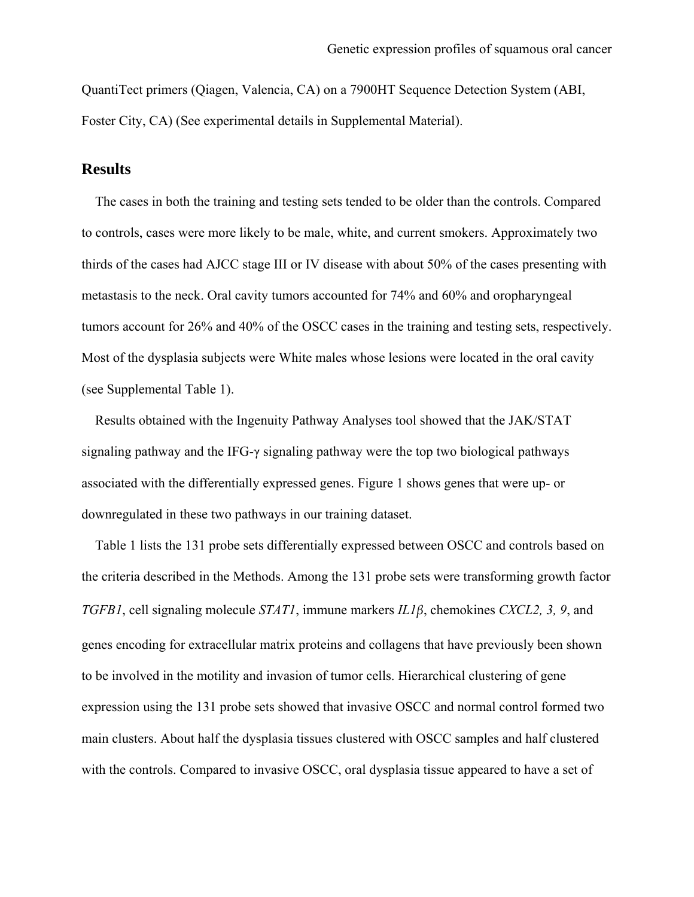QuantiTect primers (Qiagen, Valencia, CA) on a 7900HT Sequence Detection System (ABI, Foster City, CA) (See experimental details in Supplemental Material).

## Results

The cases in both the training and testing sets tended to be older than the controls. Compared to controls, cases were more likely to be male, white, and current smokers. Approximately two thirds of the cases had AJCC stage III or IV disease with about 50% of the cases presenting with metastasis to the neck. Oral cavity tumors accounted for 74% and 60% and oropharyngeal tumors account for 26% and 40% of the OSCC cases in the training and testing sets, respectively. Most of the dysplasia subjects were White males whose lesions were located in the oral cavity (see Supplemental Table 1).

Results obtained with the Ingenuity Pathway Analyses tool showed that the JAK/STAT signaling pathway and the IFG-γ signaling pathway were the top two biological pathways associated with the differentially expressed genes. Figure 1 shows genes that were up- or downregulated in these two pathways in our training dataset.

Table 1 lists the 131 probe sets differentially expressed between OSCC and controls based on the criteria described in the Methods. Among the 131 probe sets were transforming growth factor *TGFB1*, cell signaling molecule *STAT1*, immune markers *IL1β*, chemokines *CXCL2, 3, 9*, and genes encoding for extracellular matrix proteins and collagens that have previously been shown to be involved in the motility and invasion of tumor cells. Hierarchical clustering of gene expression using the 131 probe sets showed that invasive OSCC and normal control formed two main clusters. About half the dysplasia tissues clustered with OSCC samples and half clustered with the controls. Compared to invasive OSCC, oral dysplasia tissue appeared to have a set of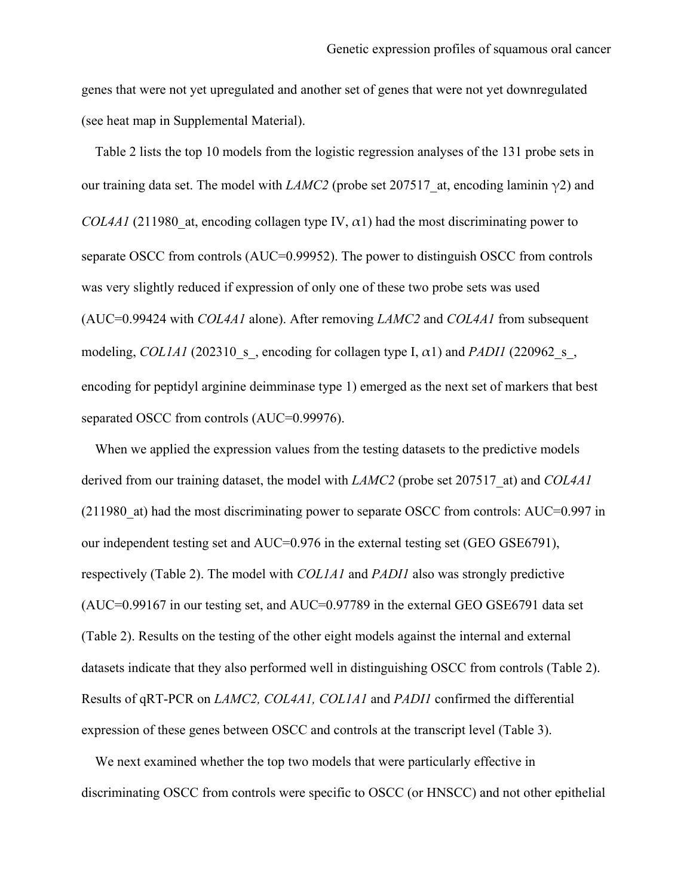genes that were not yet upregulated and another set of genes that were not yet downregulated (see heat map in Supplemental Material).

Table 2 lists the top 10 models from the logistic regression analyses of the 131 probe sets in our training data set. The model with *LAMC2* (probe set 207517_at, encoding laminin $\gamma2$) and *COL4A1* (211980_at, encoding collagen type IV, $\alpha1$) had the most discriminating power to separate OSCC from controls (AUC=0.99952). The power to distinguish OSCC from controls was very slightly reduced if expression of only one of these two probe sets was used (AUC=0.99424 with *COL4A1* alone). After removing *LAMC2* and *COL4A1* from subsequent modeling, *COL1A1* (202310_s_, encoding for collagen type I, $\alpha1$) and *PADI1* (220962_s_, encoding for peptidyl arginine deimminase type 1) emerged as the next set of markers that best separated OSCC from controls (AUC=0.99976).

When we applied the expression values from the testing datasets to the predictive models derived from our training dataset, the model with *LAMC2* (probe set 207517_at) and *COL4A1* (211980_at) had the most discriminating power to separate OSCC from controls: AUC=0.997 in our independent testing set and AUC=0.976 in the external testing set (GEO GSE6791), respectively (Table 2). The model with *COL1A1* and *PADI1* also was strongly predictive (AUC=0.99167 in our testing set, and AUC=0.97789 in the external GEO GSE6791 data set (Table 2). Results on the testing of the other eight models against the internal and external datasets indicate that they also performed well in distinguishing OSCC from controls (Table 2). Results of qRT-PCR on *LAMC2, COL4A1, COL1A1* and *PADI1* confirmed the differential expression of these genes between OSCC and controls at the transcript level (Table 3).

We next examined whether the top two models that were particularly effective in discriminating OSCC from controls were specific to OSCC (or HNSCC) and not other epithelial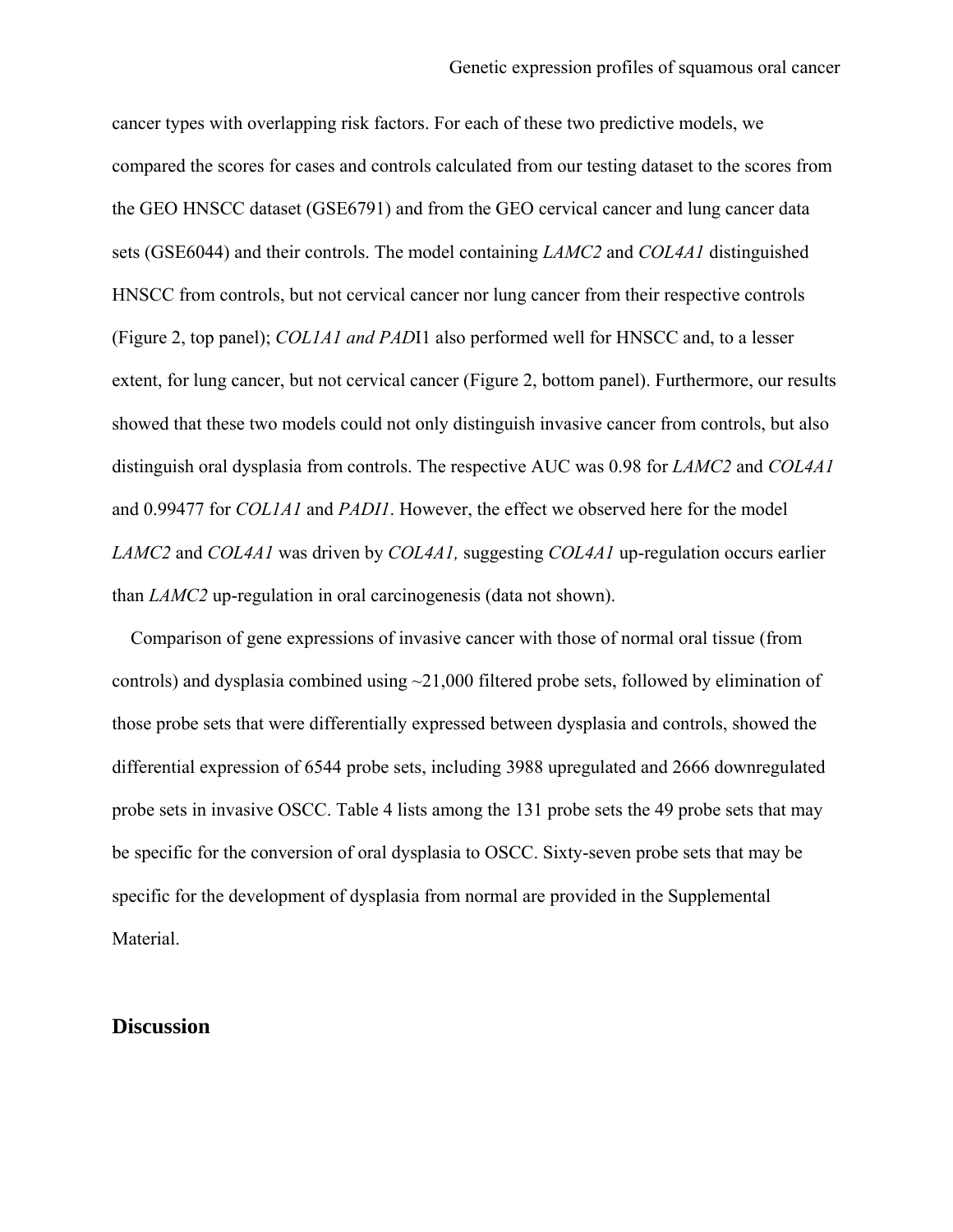cancer types with overlapping risk factors. For each of these two predictive models, we compared the scores for cases and controls calculated from our testing dataset to the scores from the GEO HNSCC dataset (GSE6791) and from the GEO cervical cancer and lung cancer data sets (GSE6044) and their controls. The model containing *LAMC2* and *COL4A1* distinguished HNSCC from controls, but not cervical cancer nor lung cancer from their respective controls (Figure 2, top panel); *COL1A1 and PAD*I1 also performed well for HNSCC and, to a lesser extent, for lung cancer, but not cervical cancer (Figure 2, bottom panel). Furthermore, our results showed that these two models could not only distinguish invasive cancer from controls, but also distinguish oral dysplasia from controls. The respective AUC was 0.98 for *LAMC2* and *COL4A1* and 0.99477 for *COL1A1* and *PADI1*. However, the effect we observed here for the model *LAMC2* and *COL4A1* was driven by *COL4A1,* suggesting *COL4A1* up-regulation occurs earlier than *LAMC2* up-regulation in oral carcinogenesis (data not shown).

Comparison of gene expressions of invasive cancer with those of normal oral tissue (from controls) and dysplasia combined using ~21,000 filtered probe sets, followed by elimination of those probe sets that were differentially expressed between dysplasia and controls, showed the differential expression of 6544 probe sets, including 3988 upregulated and 2666 downregulated probe sets in invasive OSCC. Table 4 lists among the 131 probe sets the 49 probe sets that may be specific for the conversion of oral dysplasia to OSCC. Sixty-seven probe sets that may be specific for the development of dysplasia from normal are provided in the Supplemental Material.

## Discussion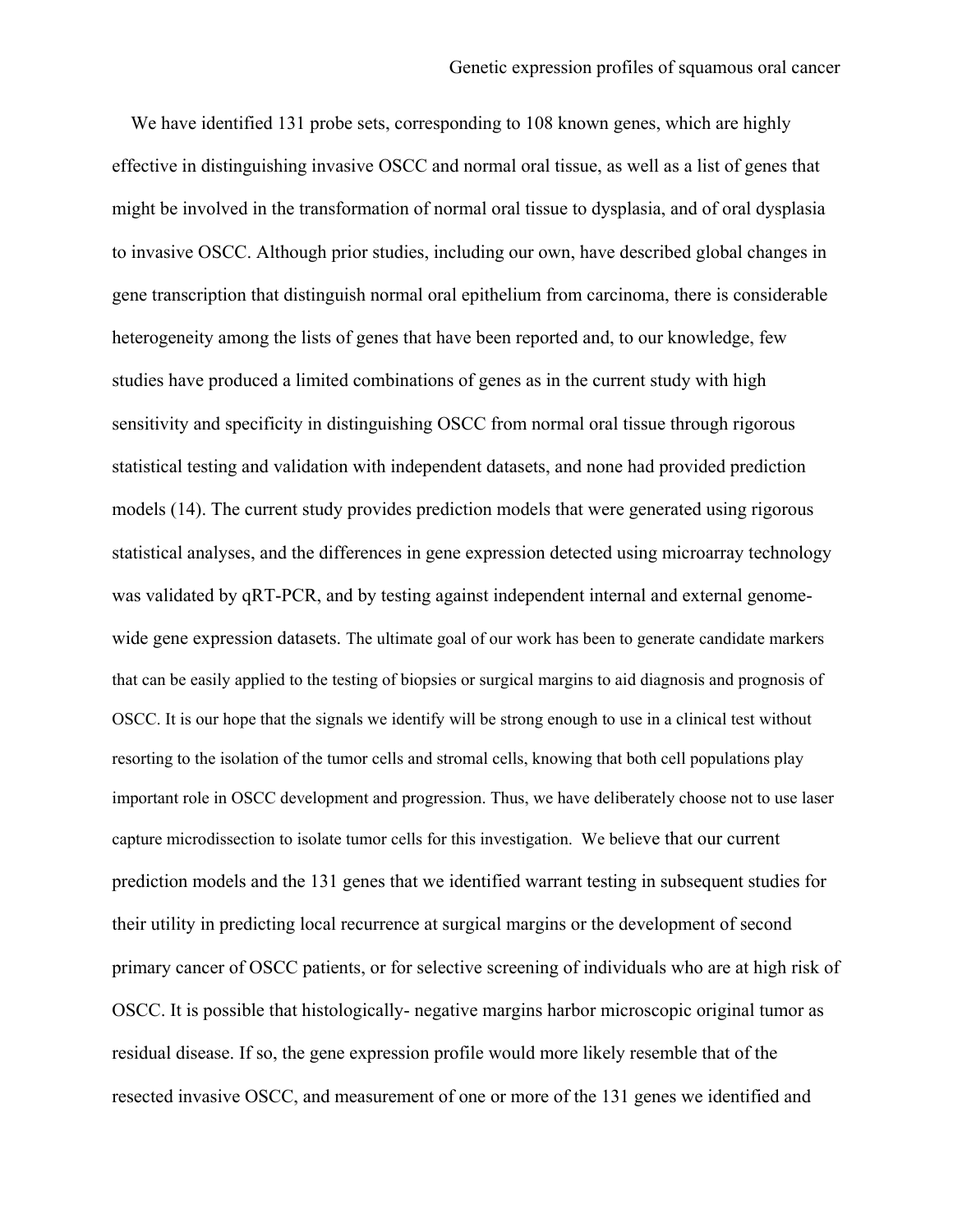We have identified 131 probe sets, corresponding to 108 known genes, which are highly effective in distinguishing invasive OSCC and normal oral tissue, as well as a list of genes that might be involved in the transformation of normal oral tissue to dysplasia, and of oral dysplasia to invasive OSCC. Although prior studies, including our own, have described global changes in gene transcription that distinguish normal oral epithelium from carcinoma, there is considerable heterogeneity among the lists of genes that have been reported and, to our knowledge, few studies have produced a limited combinations of genes as in the current study with high sensitivity and specificity in distinguishing OSCC from normal oral tissue through rigorous statistical testing and validation with independent datasets, and none had provided prediction models (14). The current study provides prediction models that were generated using rigorous statistical analyses, and the differences in gene expression detected using microarray technology was validated by qRT-PCR, and by testing against independent internal and external genome-wide gene expression datasets. The ultimate goal of our work has been to generate candidate markers that can be easily applied to the testing of biopsies or surgical margins to aid diagnosis and prognosis of OSCC. It is our hope that the signals we identify will be strong enough to use in a clinical test without resorting to the isolation of the tumor cells and stromal cells, knowing that both cell populations play important role in OSCC development and progression. Thus, we have deliberately choose not to use laser capture microdissection to isolate tumor cells for this investigation. We believe that our current prediction models and the 131 genes that we identified warrant testing in subsequent studies for their utility in predicting local recurrence at surgical margins or the development of second primary cancer of OSCC patients, or for selective screening of individuals who are at high risk of OSCC. It is possible that histologically- negative margins harbor microscopic original tumor as residual disease. If so, the gene expression profile would more likely resemble that of the resected invasive OSCC, and measurement of one or more of the 131 genes we identified and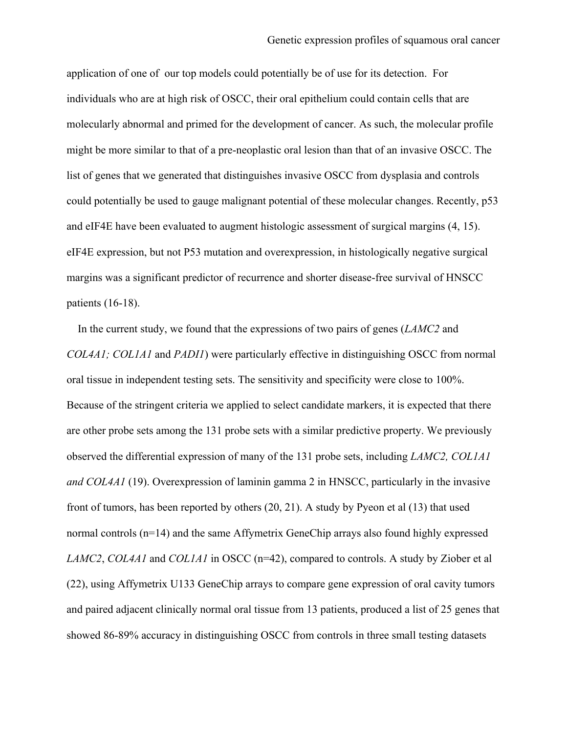application of one of our top models could potentially be of use for its detection. For individuals who are at high risk of OSCC, their oral epithelium could contain cells that are molecularly abnormal and primed for the development of cancer. As such, the molecular profile might be more similar to that of a pre-neoplastic oral lesion than that of an invasive OSCC. The list of genes that we generated that distinguishes invasive OSCC from dysplasia and controls could potentially be used to gauge malignant potential of these molecular changes. Recently, p53 and eIF4E have been evaluated to augment histologic assessment of surgical margins (4, 15). eIF4E expression, but not P53 mutation and overexpression, in histologically negative surgical margins was a significant predictor of recurrence and shorter disease-free survival of HNSCC patients (16-18).

In the current study, we found that the expressions of two pairs of genes (*LAMC2* and *COL4A1; COL1A1* and *PADI1*) were particularly effective in distinguishing OSCC from normal oral tissue in independent testing sets. The sensitivity and specificity were close to 100%. Because of the stringent criteria we applied to select candidate markers, it is expected that there are other probe sets among the 131 probe sets with a similar predictive property. We previously observed the differential expression of many of the 131 probe sets, including *LAMC2, COL1A1 and COL4A1* (19). Overexpression of laminin gamma 2 in HNSCC, particularly in the invasive front of tumors, has been reported by others (20, 21). A study by Pyeon et al (13) that used normal controls (n=14) and the same Affymetrix GeneChip arrays also found highly expressed *LAMC2*, *COL4A1* and *COL1A1* in OSCC (n=42), compared to controls. A study by Ziober et al (22), using Affymetrix U133 GeneChip arrays to compare gene expression of oral cavity tumors and paired adjacent clinically normal oral tissue from 13 patients, produced a list of 25 genes that showed 86-89% accuracy in distinguishing OSCC from controls in three small testing datasets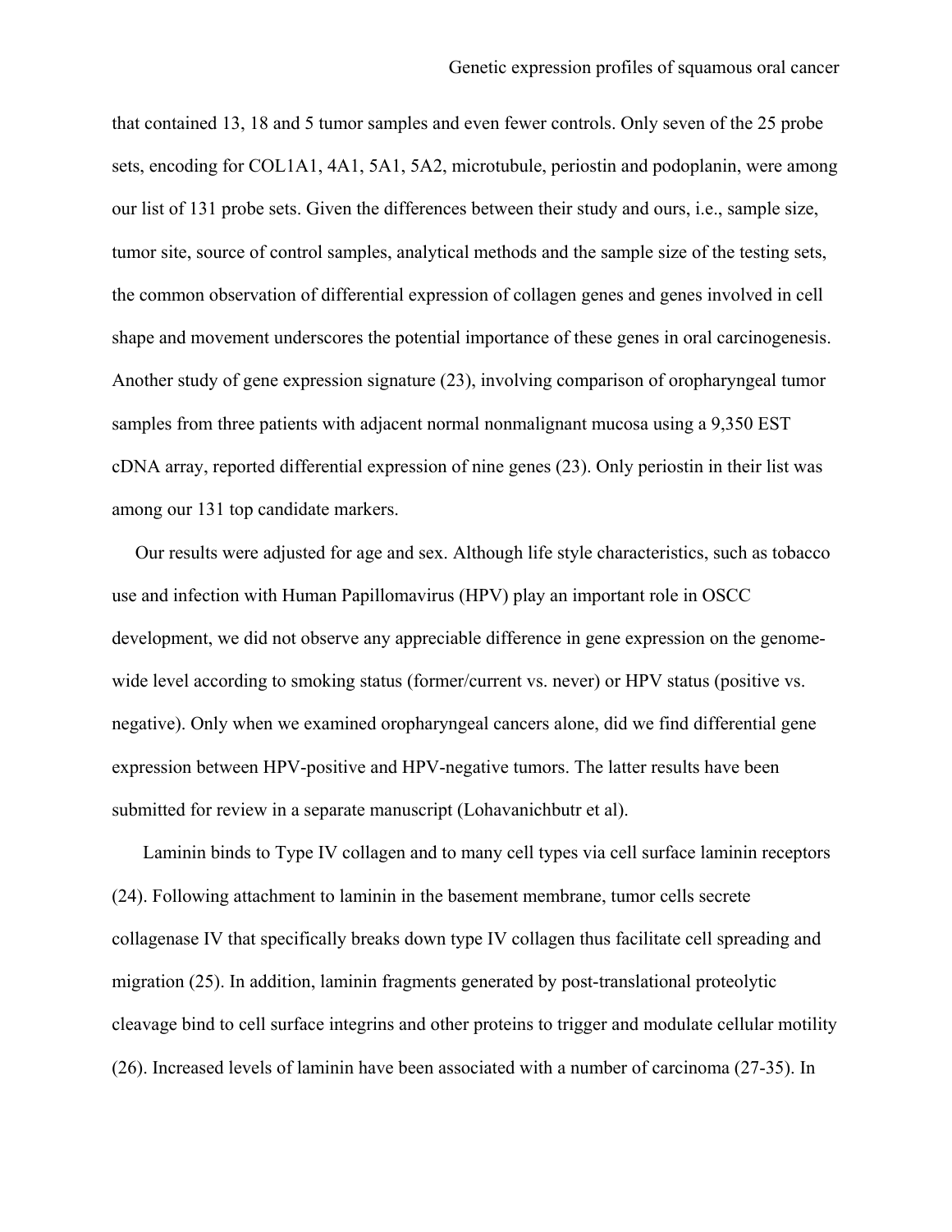that contained 13, 18 and 5 tumor samples and even fewer controls. Only seven of the 25 probe sets, encoding for COL1A1, 4A1, 5A1, 5A2, microtubule, periostin and podoplanin, were among our list of 131 probe sets. Given the differences between their study and ours, i.e., sample size, tumor site, source of control samples, analytical methods and the sample size of the testing sets, the common observation of differential expression of collagen genes and genes involved in cell shape and movement underscores the potential importance of these genes in oral carcinogenesis. Another study of gene expression signature (23), involving comparison of oropharyngeal tumor samples from three patients with adjacent normal nonmalignant mucosa using a 9,350 EST cDNA array, reported differential expression of nine genes (23). Only periostin in their list was among our 131 top candidate markers.

Our results were adjusted for age and sex. Although life style characteristics, such as tobacco use and infection with Human Papillomavirus (HPV) play an important role in OSCC development, we did not observe any appreciable difference in gene expression on the genome-wide level according to smoking status (former/current vs. never) or HPV status (positive vs. negative). Only when we examined oropharyngeal cancers alone, did we find differential gene expression between HPV-positive and HPV-negative tumors. The latter results have been submitted for review in a separate manuscript (Lohavanichbutr et al).

Laminin binds to Type IV collagen and to many cell types via cell surface laminin receptors (24). Following attachment to laminin in the basement membrane, tumor cells secrete collagenase IV that specifically breaks down type IV collagen thus facilitate cell spreading and migration (25). In addition, laminin fragments generated by post-translational proteolytic cleavage bind to cell surface integrins and other proteins to trigger and modulate cellular motility (26). Increased levels of laminin have been associated with a number of carcinoma (27-35). In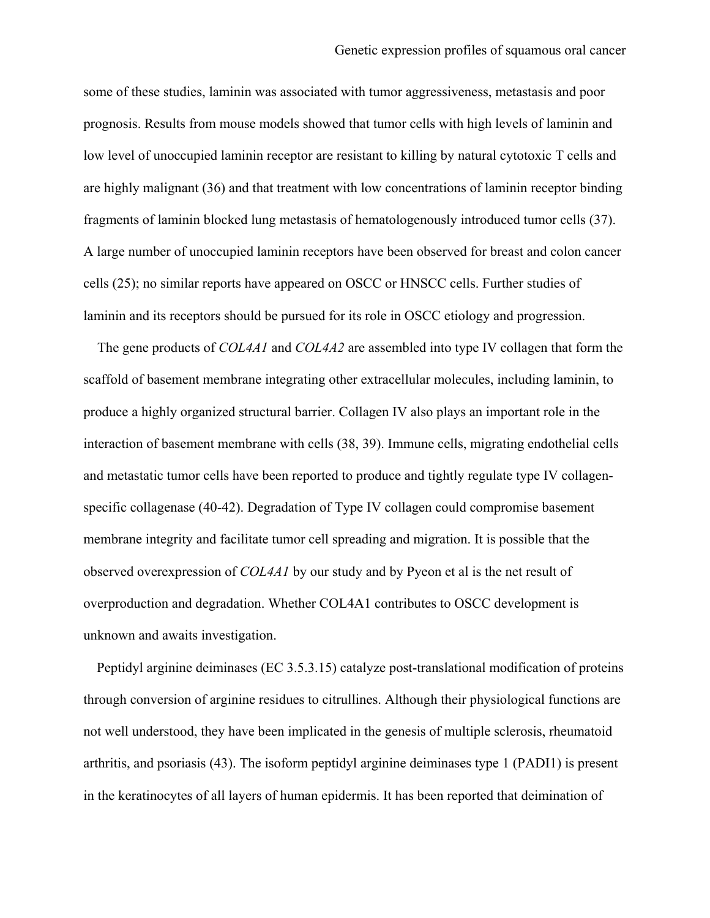some of these studies, laminin was associated with tumor aggressiveness, metastasis and poor prognosis. Results from mouse models showed that tumor cells with high levels of laminin and low level of unoccupied laminin receptor are resistant to killing by natural cytotoxic T cells and are highly malignant (36) and that treatment with low concentrations of laminin receptor binding fragments of laminin blocked lung metastasis of hematologenously introduced tumor cells (37). A large number of unoccupied laminin receptors have been observed for breast and colon cancer cells (25); no similar reports have appeared on OSCC or HNSCC cells. Further studies of laminin and its receptors should be pursued for its role in OSCC etiology and progression.

The gene products of *COL4A1* and *COL4A2* are assembled into type IV collagen that form the scaffold of basement membrane integrating other extracellular molecules, including laminin, to produce a highly organized structural barrier. Collagen IV also plays an important role in the interaction of basement membrane with cells (38, 39). Immune cells, migrating endothelial cells and metastatic tumor cells have been reported to produce and tightly regulate type IV collagen-specific collagenase (40-42). Degradation of Type IV collagen could compromise basement membrane integrity and facilitate tumor cell spreading and migration. It is possible that the observed overexpression of *COL4A1* by our study and by Pyeon et al is the net result of overproduction and degradation. Whether COL4A1 contributes to OSCC development is unknown and awaits investigation.

Peptidyl arginine deiminases (EC 3.5.3.15) catalyze post-translational modification of proteins through conversion of arginine residues to citrullines. Although their physiological functions are not well understood, they have been implicated in the genesis of multiple sclerosis, rheumatoid arthritis, and psoriasis (43). The isoform peptidyl arginine deiminases type 1 (PADI1) is present in the keratinocytes of all layers of human epidermis. It has been reported that deimination of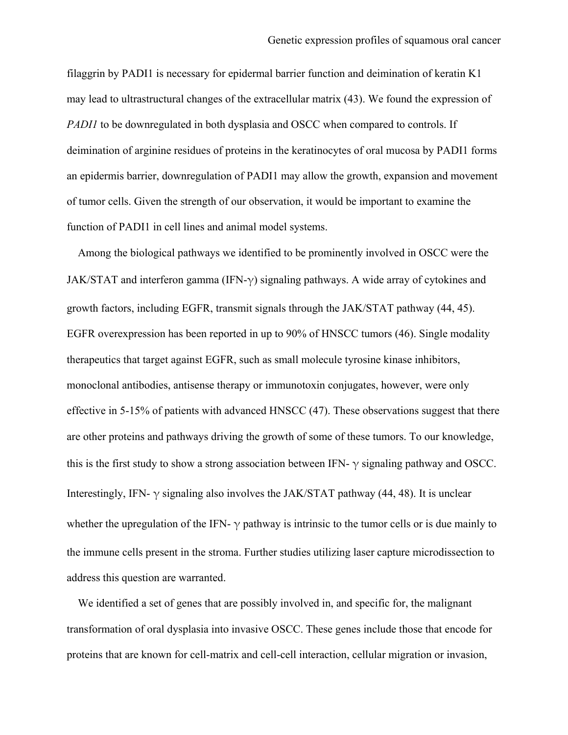filaggrin by PADI1 is necessary for epidermal barrier function and deimination of keratin K1 may lead to ultrastructural changes of the extracellular matrix (43). We found the expression of *PADI1* to be downregulated in both dysplasia and OSCC when compared to controls. If deimination of arginine residues of proteins in the keratinocytes of oral mucosa by PADI1 forms an epidermis barrier, downregulation of PADI1 may allow the growth, expansion and movement of tumor cells. Given the strength of our observation, it would be important to examine the function of PADI1 in cell lines and animal model systems.

Among the biological pathways we identified to be prominently involved in OSCC were the JAK/STAT and interferon gamma (IFN-$\gamma$) signaling pathways. A wide array of cytokines and growth factors, including EGFR, transmit signals through the JAK/STAT pathway (44, 45). EGFR overexpression has been reported in up to 90% of HNSCC tumors (46). Single modality therapeutics that target against EGFR, such as small molecule tyrosine kinase inhibitors, monoclonal antibodies, antisense therapy or immunotoxin conjugates, however, were only effective in 5-15% of patients with advanced HNSCC (47). These observations suggest that there are other proteins and pathways driving the growth of some of these tumors. To our knowledge, this is the first study to show a strong association between IFN- $\gamma$ signaling pathway and OSCC. Interestingly, IFN- $\gamma$ signaling also involves the JAK/STAT pathway (44, 48). It is unclear whether the upregulation of the IFN- $\gamma$ pathway is intrinsic to the tumor cells or is due mainly to the immune cells present in the stroma. Further studies utilizing laser capture microdissection to address this question are warranted.

We identified a set of genes that are possibly involved in, and specific for, the malignant transformation of oral dysplasia into invasive OSCC. These genes include those that encode for proteins that are known for cell-matrix and cell-cell interaction, cellular migration or invasion,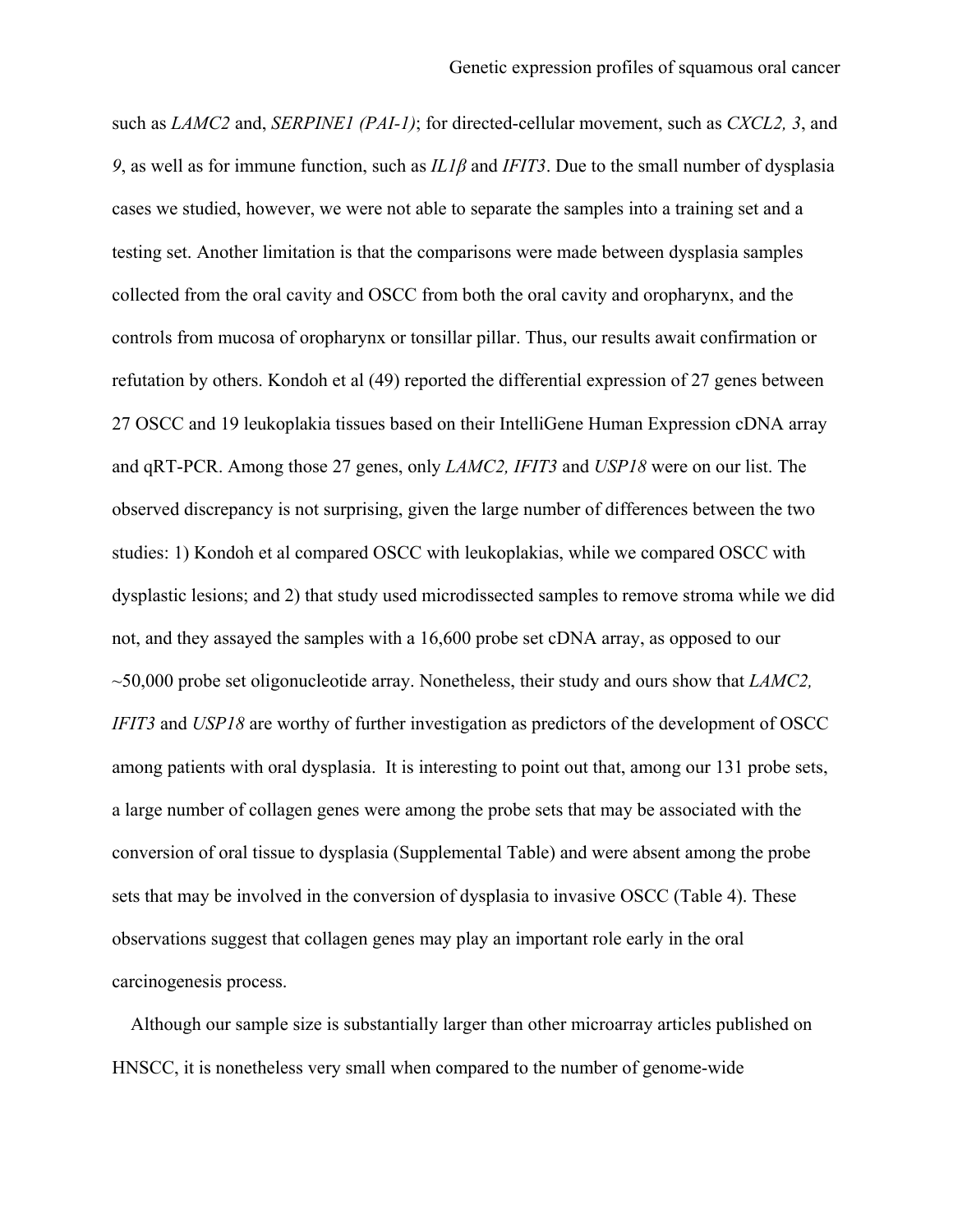such as *LAMC2* and, *SERPINE1 (PAI-1)*; for directed-cellular movement, such as *CXCL2, 3*, and *9*, as well as for immune function, such as *IL1β* and *IFIT3*. Due to the small number of dysplasia cases we studied, however, we were not able to separate the samples into a training set and a testing set. Another limitation is that the comparisons were made between dysplasia samples collected from the oral cavity and OSCC from both the oral cavity and oropharynx, and the controls from mucosa of oropharynx or tonsillar pillar. Thus, our results await confirmation or refutation by others. Kondoh et al (49) reported the differential expression of 27 genes between 27 OSCC and 19 leukoplakia tissues based on their IntelliGene Human Expression cDNA array and qRT-PCR. Among those 27 genes, only *LAMC2, IFIT3* and *USP18* were on our list. The observed discrepancy is not surprising, given the large number of differences between the two studies: 1) Kondoh et al compared OSCC with leukoplakias, while we compared OSCC with dysplastic lesions; and 2) that study used microdissected samples to remove stroma while we did not, and they assayed the samples with a 16,600 probe set cDNA array, as opposed to our ~50,000 probe set oligonucleotide array. Nonetheless, their study and ours show that *LAMC2, IFIT3* and *USP18* are worthy of further investigation as predictors of the development of OSCC among patients with oral dysplasia. It is interesting to point out that, among our 131 probe sets, a large number of collagen genes were among the probe sets that may be associated with the conversion of oral tissue to dysplasia (Supplemental Table) and were absent among the probe sets that may be involved in the conversion of dysplasia to invasive OSCC (Table 4). These observations suggest that collagen genes may play an important role early in the oral carcinogenesis process.

Although our sample size is substantially larger than other microarray articles published on HNSCC, it is nonetheless very small when compared to the number of genome-wide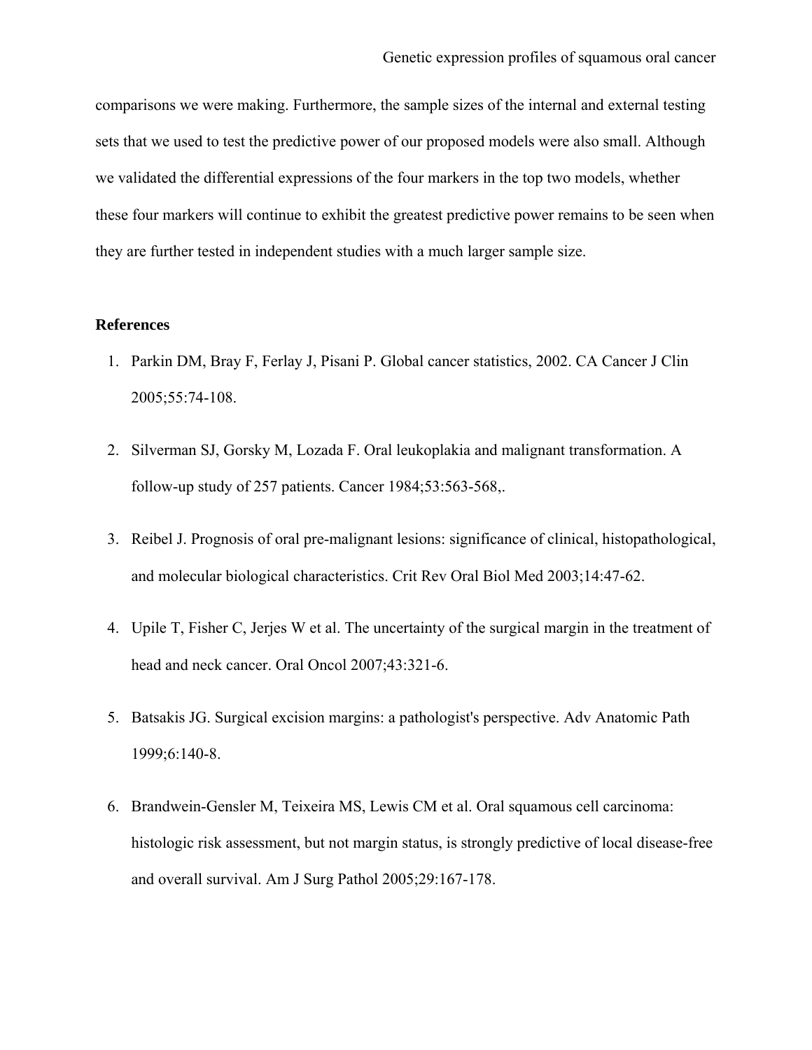comparisons we were making. Furthermore, the sample sizes of the internal and external testing sets that we used to test the predictive power of our proposed models were also small. Although we validated the differential expressions of the four markers in the top two models, whether these four markers will continue to exhibit the greatest predictive power remains to be seen when they are further tested in independent studies with a much larger sample size.

**References**

1. Parkin DM, Bray F, Ferlay J, Pisani P. Global cancer statistics, 2002. CA Cancer J Clin 2005;55:74-108.

2. Silverman SJ, Gorsky M, Lozada F. Oral leukoplakia and malignant transformation. A follow-up study of 257 patients. Cancer 1984;53:563-568,.

3. Reibel J. Prognosis of oral pre-malignant lesions: significance of clinical, histopathological, and molecular biological characteristics. Crit Rev Oral Biol Med 2003;14:47-62.

4. Upile T, Fisher C, Jerjes W et al. The uncertainty of the surgical margin in the treatment of head and neck cancer. Oral Oncol 2007;43:321-6.

5. Batsakis JG. Surgical excision margins: a pathologist's perspective. Adv Anatomic Path 1999;6:140-8.

6. Brandwein-Gensler M, Teixeira MS, Lewis CM et al. Oral squamous cell carcinoma: histologic risk assessment, but not margin status, is strongly predictive of local disease-free and overall survival. Am J Surg Pathol 2005;29:167-178.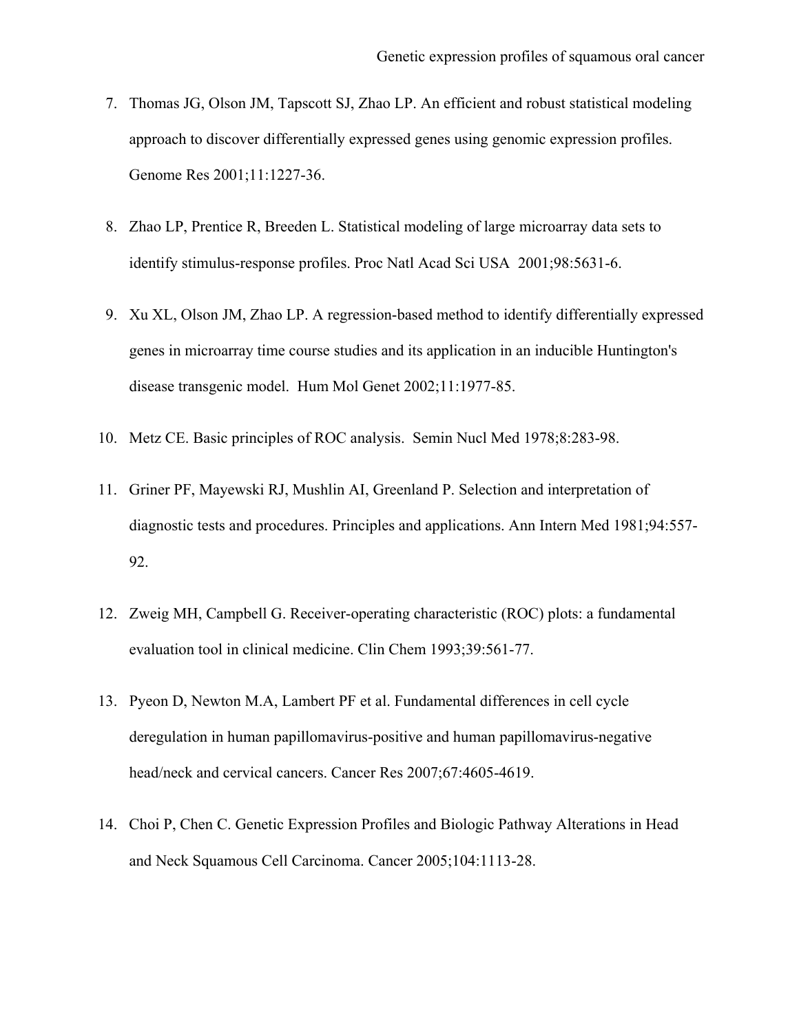7. Thomas JG, Olson JM, Tapscott SJ, Zhao LP. An efficient and robust statistical modeling approach to discover differentially expressed genes using genomic expression profiles. Genome Res 2001;11:1227-36.

8. Zhao LP, Prentice R, Breeden L. Statistical modeling of large microarray data sets to identify stimulus-response profiles. Proc Natl Acad Sci USA 2001;98:5631-6.

9. Xu XL, Olson JM, Zhao LP. A regression-based method to identify differentially expressed genes in microarray time course studies and its application in an inducible Huntington's disease transgenic model. Hum Mol Genet 2002;11:1977-85.

10. Metz CE. Basic principles of ROC analysis. Semin Nucl Med 1978;8:283-98.

11. Griner PF, Mayewski RJ, Mushlin AI, Greenland P. Selection and interpretation of diagnostic tests and procedures. Principles and applications. Ann Intern Med 1981;94:557-92.

12. Zweig MH, Campbell G. Receiver-operating characteristic (ROC) plots: a fundamental evaluation tool in clinical medicine. Clin Chem 1993;39:561-77.

13. Pyeon D, Newton M.A, Lambert PF et al. Fundamental differences in cell cycle deregulation in human papillomavirus-positive and human papillomavirus-negative head/neck and cervical cancers. Cancer Res 2007;67:4605-4619.

14. Choi P, Chen C. Genetic Expression Profiles and Biologic Pathway Alterations in Head and Neck Squamous Cell Carcinoma. Cancer 2005;104:1113-28.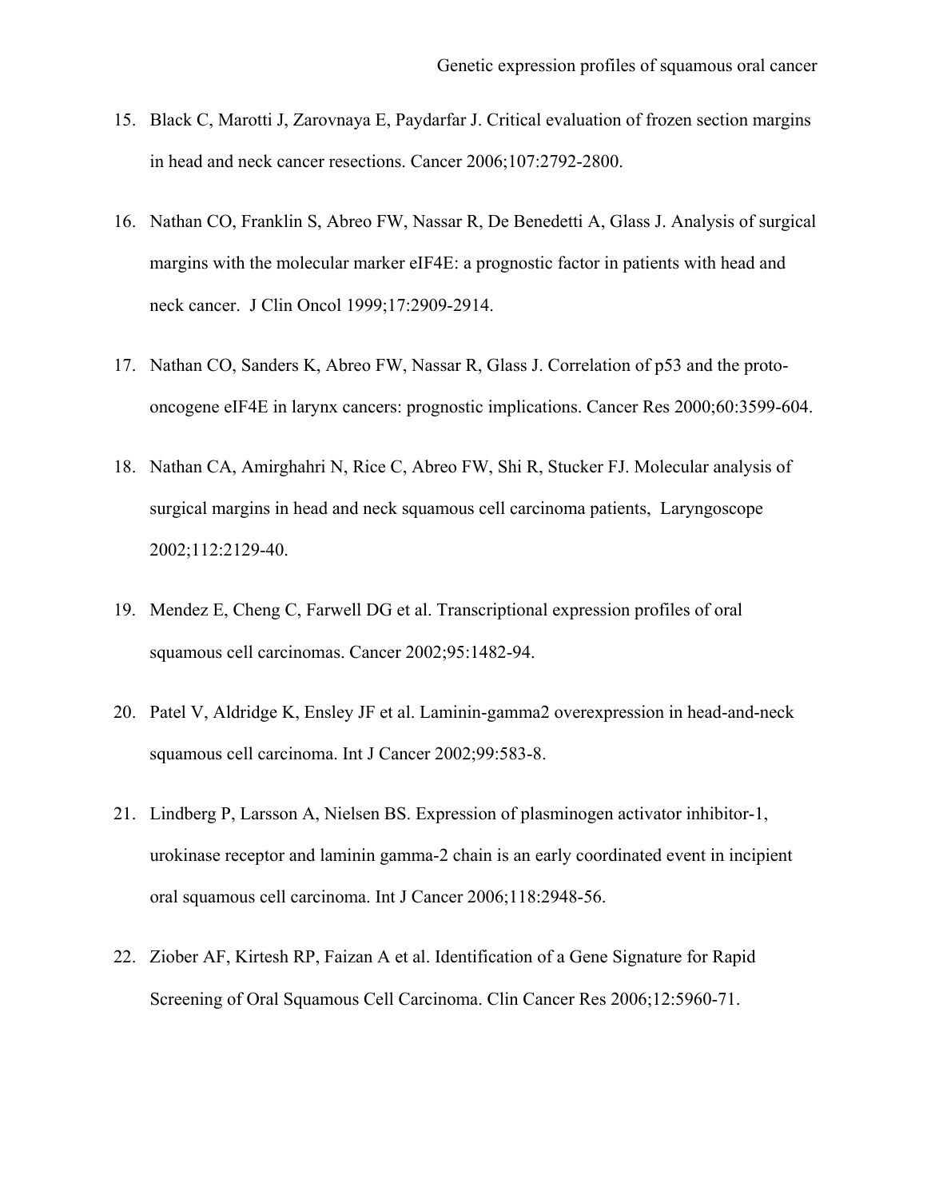15. Black C, Marotti J, Zarovnaya E, Paydarfar J. Critical evaluation of frozen section margins in head and neck cancer resections. Cancer 2006;107:2792-2800.

16. Nathan CO, Franklin S, Abreo FW, Nassar R, De Benedetti A, Glass J. Analysis of surgical margins with the molecular marker eIF4E: a prognostic factor in patients with head and neck cancer. J Clin Oncol 1999;17:2909-2914.

17. Nathan CO, Sanders K, Abreo FW, Nassar R, Glass J. Correlation of p53 and the proto-oncogene eIF4E in larynx cancers: prognostic implications. Cancer Res 2000;60:3599-604.

18. Nathan CA, Amirghahri N, Rice C, Abreo FW, Shi R, Stucker FJ. Molecular analysis of surgical margins in head and neck squamous cell carcinoma patients, Laryngoscope 2002;112:2129-40.

19. Mendez E, Cheng C, Farwell DG et al. Transcriptional expression profiles of oral squamous cell carcinomas. Cancer 2002;95:1482-94.

20. Patel V, Aldridge K, Ensley JF et al. Laminin-gamma2 overexpression in head-and-neck squamous cell carcinoma. Int J Cancer 2002;99:583-8.

21. Lindberg P, Larsson A, Nielsen BS. Expression of plasminogen activator inhibitor-1, urokinase receptor and laminin gamma-2 chain is an early coordinated event in incipient oral squamous cell carcinoma. Int J Cancer 2006;118:2948-56.

22. Ziober AF, Kirtesh RP, Faizan A et al. Identification of a Gene Signature for Rapid Screening of Oral Squamous Cell Carcinoma. Clin Cancer Res 2006;12:5960-71.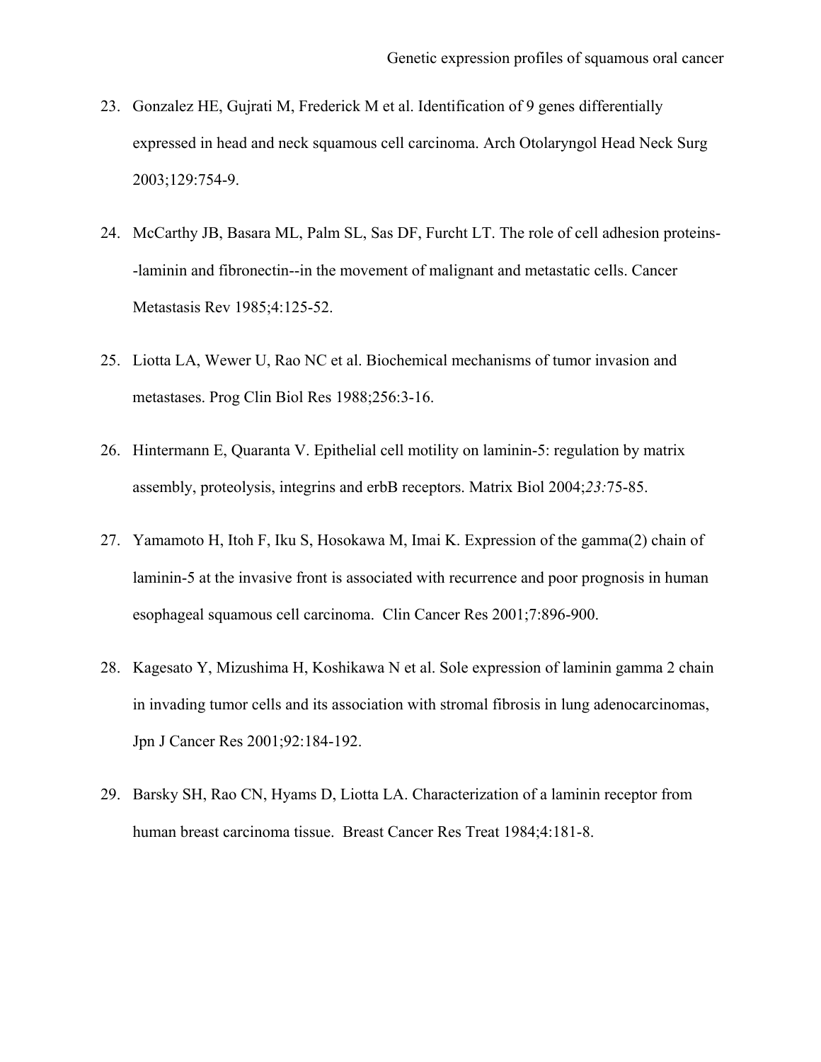23. Gonzalez HE, Gujrati M, Frederick M et al. Identification of 9 genes differentially expressed in head and neck squamous cell carcinoma. Arch Otolaryngol Head Neck Surg 2003;129:754-9.

24. McCarthy JB, Basara ML, Palm SL, Sas DF, Furcht LT. The role of cell adhesion proteins--laminin and fibronectin--in the movement of malignant and metastatic cells. Cancer Metastasis Rev 1985;4:125-52.

25. Liotta LA, Wewer U, Rao NC et al. Biochemical mechanisms of tumor invasion and metastases. Prog Clin Biol Res 1988;256:3-16.

26. Hintermann E, Quaranta V. Epithelial cell motility on laminin-5: regulation by matrix assembly, proteolysis, integrins and erbB receptors. Matrix Biol 2004;*23:*75-85.

27. Yamamoto H, Itoh F, Iku S, Hosokawa M, Imai K. Expression of the gamma(2) chain of laminin-5 at the invasive front is associated with recurrence and poor prognosis in human esophageal squamous cell carcinoma. Clin Cancer Res 2001;7:896-900.

28. Kagesato Y, Mizushima H, Koshikawa N et al. Sole expression of laminin gamma 2 chain in invading tumor cells and its association with stromal fibrosis in lung adenocarcinomas, Jpn J Cancer Res 2001;92:184-192.

29. Barsky SH, Rao CN, Hyams D, Liotta LA. Characterization of a laminin receptor from human breast carcinoma tissue. Breast Cancer Res Treat 1984;4:181-8.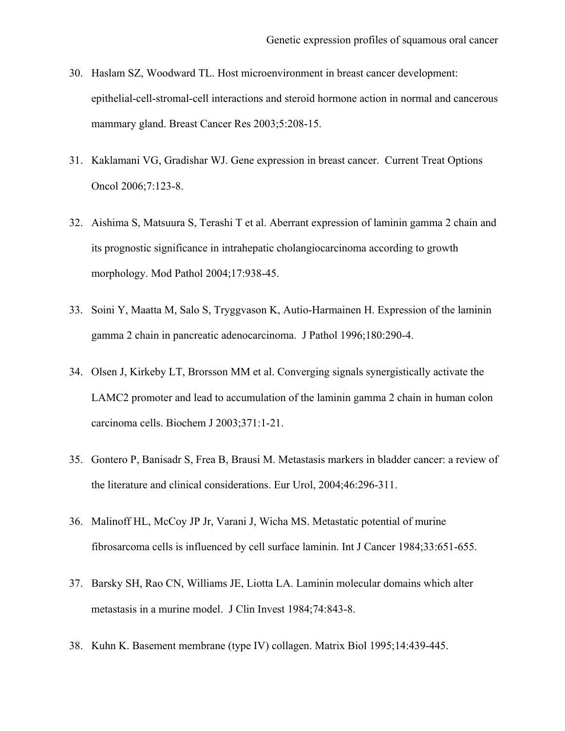30. Haslam SZ, Woodward TL. Host microenvironment in breast cancer development: epithelial-cell-stromal-cell interactions and steroid hormone action in normal and cancerous mammary gland. Breast Cancer Res 2003;5:208-15.

31. Kaklamani VG, Gradishar WJ. Gene expression in breast cancer. Current Treat Options Oncol 2006;7:123-8.

32. Aishima S, Matsuura S, Terashi T et al. Aberrant expression of laminin gamma 2 chain and its prognostic significance in intrahepatic cholangiocarcinoma according to growth morphology. Mod Pathol 2004;17:938-45.

33. Soini Y, Maatta M, Salo S, Tryggvason K, Autio-Harmainen H. Expression of the laminin gamma 2 chain in pancreatic adenocarcinoma. J Pathol 1996;180:290-4.

34. Olsen J, Kirkeby LT, Brorsson MM et al. Converging signals synergistically activate the LAMC2 promoter and lead to accumulation of the laminin gamma 2 chain in human colon carcinoma cells. Biochem J 2003;371:1-21.

35. Gontero P, Banisadr S, Frea B, Brausi M. Metastasis markers in bladder cancer: a review of the literature and clinical considerations. Eur Urol, 2004;46:296-311.

36. Malinoff HL, McCoy JP Jr, Varani J, Wicha MS. Metastatic potential of murine fibrosarcoma cells is influenced by cell surface laminin. Int J Cancer 1984;33:651-655.

37. Barsky SH, Rao CN, Williams JE, Liotta LA. Laminin molecular domains which alter metastasis in a murine model. J Clin Invest 1984;74:843-8.

38. Kuhn K. Basement membrane (type IV) collagen. Matrix Biol 1995;14:439-445.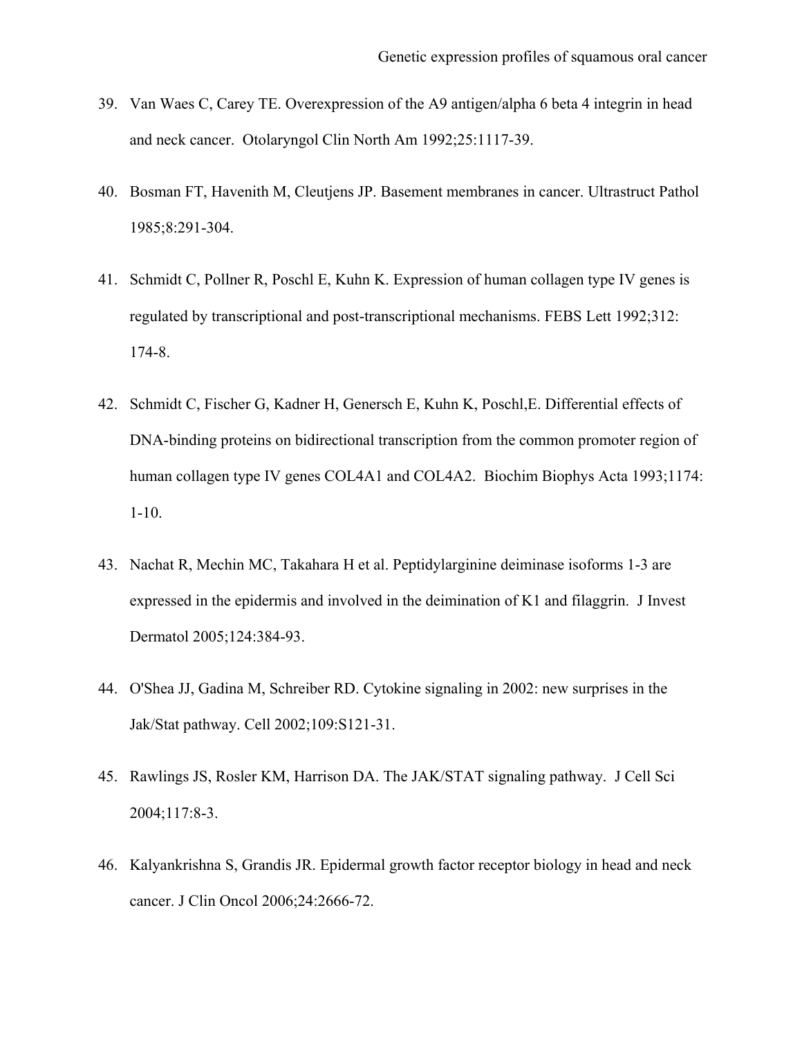39. Van Waes C, Carey TE. Overexpression of the A9 antigen/alpha 6 beta 4 integrin in head and neck cancer. Otolaryngol Clin North Am 1992;25:1117-39.

40. Bosman FT, Havenith M, Cleutjens JP. Basement membranes in cancer. Ultrastruct Pathol 1985;8:291-304.

41. Schmidt C, Pollner R, Poschl E, Kuhn K. Expression of human collagen type IV genes is regulated by transcriptional and post-transcriptional mechanisms. FEBS Lett 1992;312: 174-8.

42. Schmidt C, Fischer G, Kadner H, Genersch E, Kuhn K, Poschl,E. Differential effects of DNA-binding proteins on bidirectional transcription from the common promoter region of human collagen type IV genes COL4A1 and COL4A2. Biochim Biophys Acta 1993;1174: 1-10.

43. Nachat R, Mechin MC, Takahara H et al. Peptidylarginine deiminase isoforms 1-3 are expressed in the epidermis and involved in the deimination of K1 and filaggrin. J Invest Dermatol 2005;124:384-93.

44. O'Shea JJ, Gadina M, Schreiber RD. Cytokine signaling in 2002: new surprises in the Jak/Stat pathway. Cell 2002;109:S121-31.

45. Rawlings JS, Rosler KM, Harrison DA. The JAK/STAT signaling pathway. J Cell Sci 2004;117:8-3.

46. Kalyankrishna S, Grandis JR. Epidermal growth factor receptor biology in head and neck cancer. J Clin Oncol 2006;24:2666-72.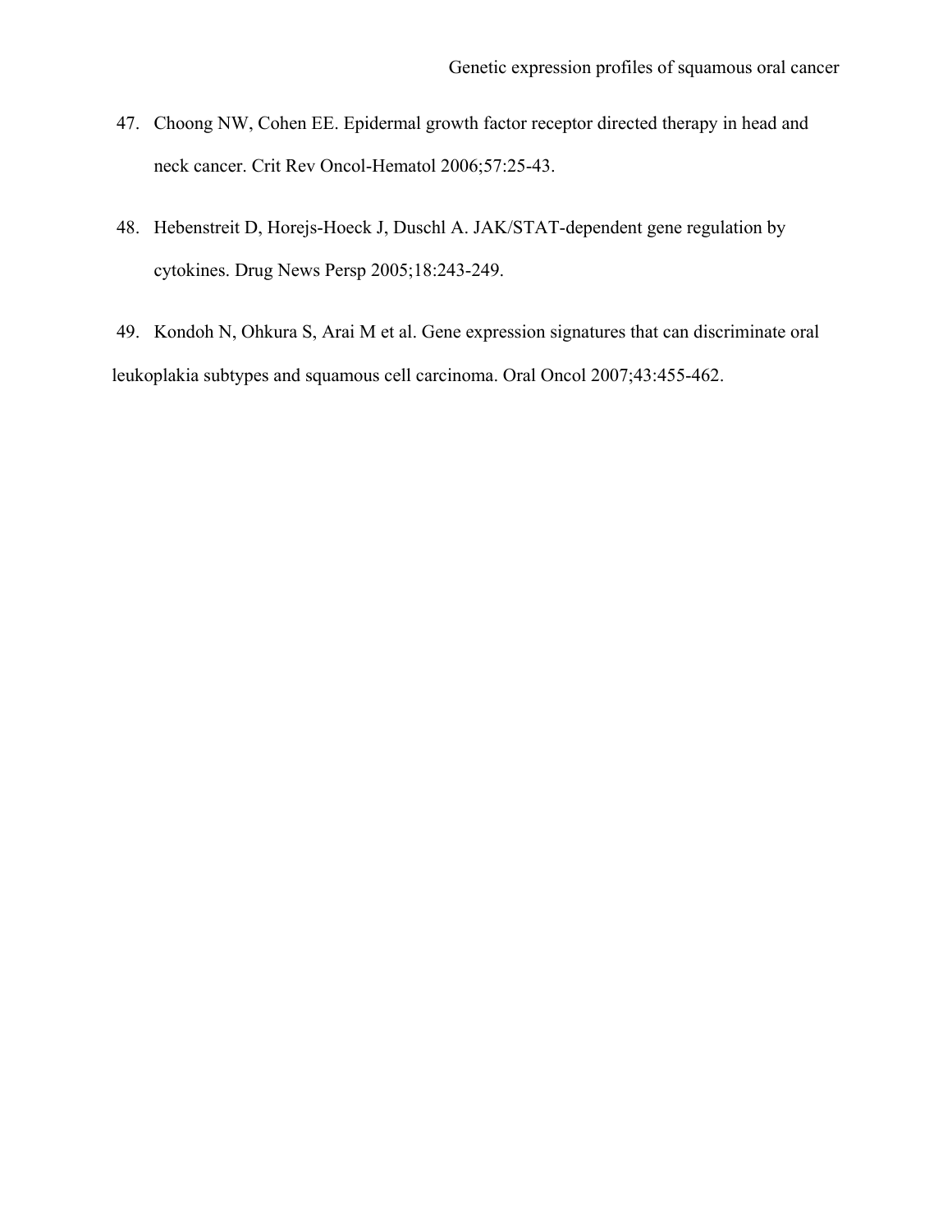47. Choong NW, Cohen EE. Epidermal growth factor receptor directed therapy in head and neck cancer. Crit Rev Oncol-Hematol 2006;57:25-43.

48. Hebenstreit D, Horejs-Hoeck J, Duschl A. JAK/STAT-dependent gene regulation by cytokines. Drug News Persp 2005;18:243-249.

49. Kondoh N, Ohkura S, Arai M et al. Gene expression signatures that can discriminate oral leukoplakia subtypes and squamous cell carcinoma. Oral Oncol 2007;43:455-462.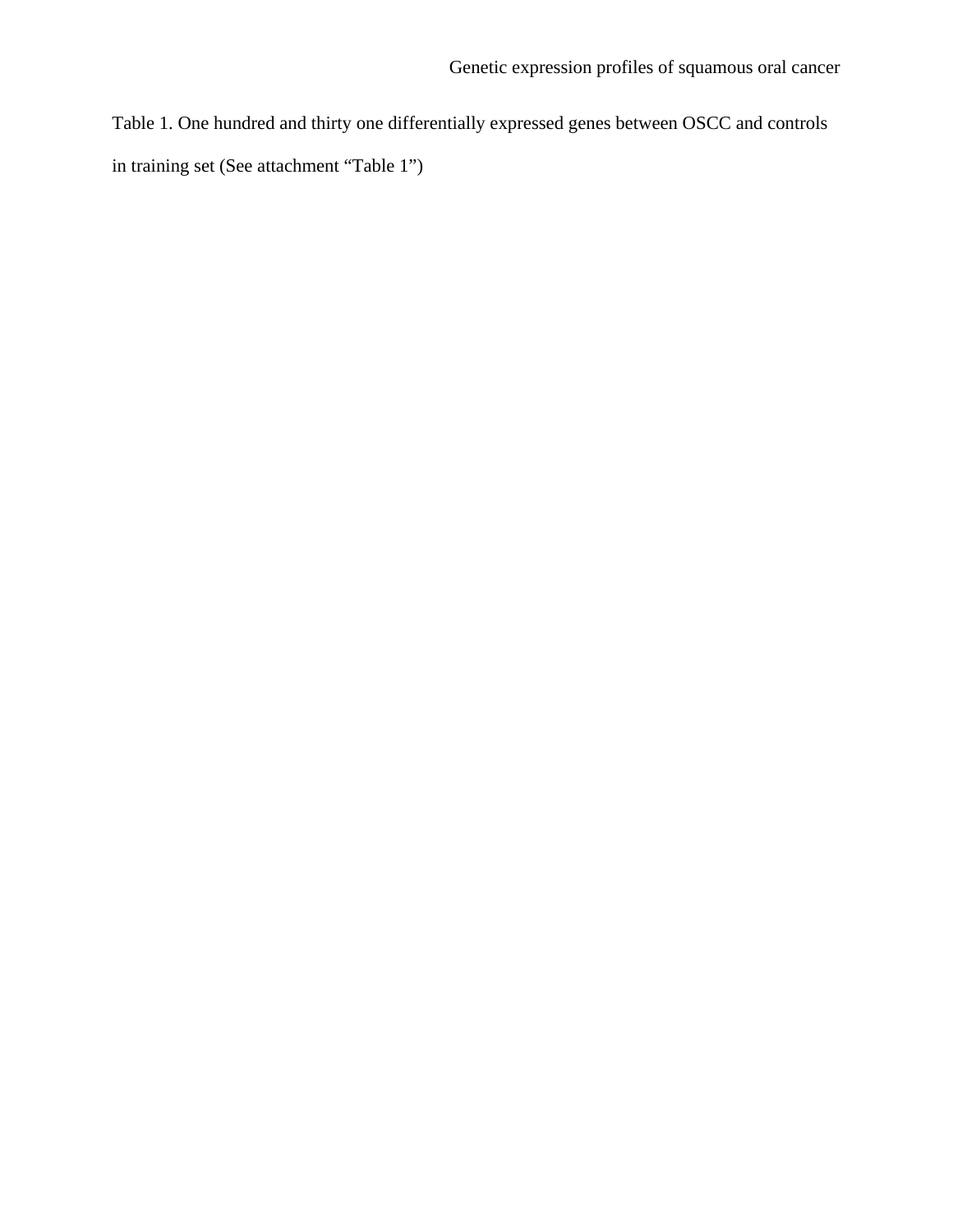Table 1. One hundred and thirty one differentially expressed genes between OSCC and controls in training set (See attachment “Table 1”)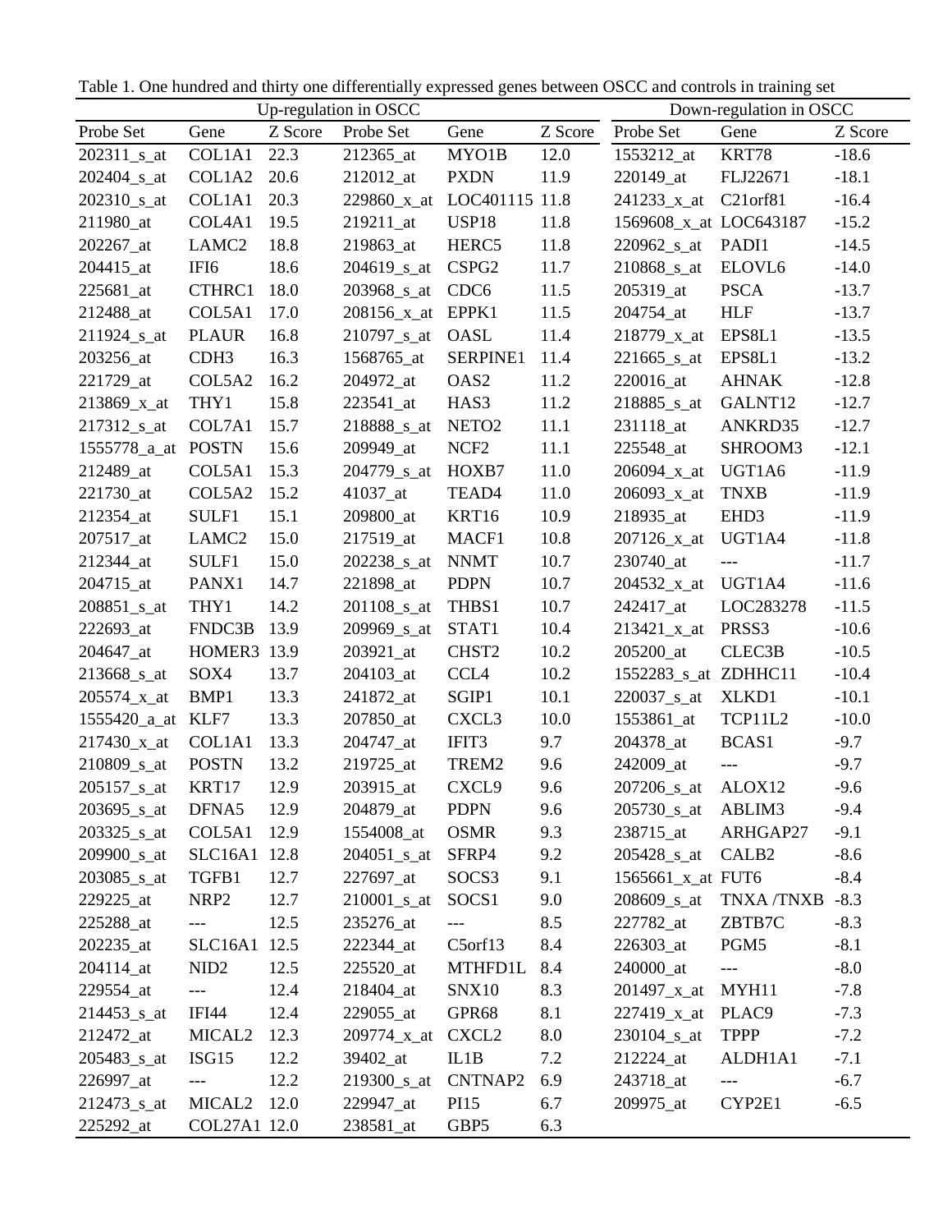Table 1. One hundred and thirty one differentially expressed genes between OSCC and controls in training set

| Up-regulation in OSCC | | | | | | Down-regulation in OSCC | | |
|---|---|---|---|---|---|---|---|---|
| Probe Set | Gene | Z Score | Probe Set | Gene | Z Score | Probe Set | Gene | Z Score |
| 202311_s_at | COL1A1 | 22.3 | 212365_at | MYO1B | 12.0 | 1553212_at | KRT78 | -18.6 |
| 202404_s_at | COL1A2 | 20.6 | 212012_at | PXDN | 11.9 | 220149_at | FLJ22671 | -18.1 |
| 202310_s_at | COL1A1 | 20.3 | 229860_x_at | LOC401115 | 11.8 | 241233_x_at | C21orf81 | -16.4 |
| 211980_at | COL4A1 | 19.5 | 219211_at | USP18 | 11.8 | 1569608_x_at | LOC643187 | -15.2 |
| 202267_at | LAMC2 | 18.8 | 219863_at | HERC5 | 11.8 | 220962_s_at | PADI1 | -14.5 |
| 204415_at | IFI6 | 18.6 | 204619_s_at | CSPG2 | 11.7 | 210868_s_at | ELOVL6 | -14.0 |
| 225681_at | CTHRC1 | 18.0 | 203968_s_at | CDC6 | 11.5 | 205319_at | PSCA | -13.7 |
| 212488_at | COL5A1 | 17.0 | 208156_x_at | EPPK1 | 11.5 | 204754_at | HLF | -13.7 |
| 211924_s_at | PLAUR | 16.8 | 210797_s_at | OASL | 11.4 | 218779_x_at | EPS8L1 | -13.5 |
| 203256_at | CDH3 | 16.3 | 1568765_at | SERPINE1 | 11.4 | 221665_s_at | EPS8L1 | -13.2 |
| 221729_at | COL5A2 | 16.2 | 204972_at | OAS2 | 11.2 | 220016_at | AHNAK | -12.8 |
| 213869_x_at | THY1 | 15.8 | 223541_at | HAS3 | 11.2 | 218885_s_at | GALNT12 | -12.7 |
| 217312_s_at | COL7A1 | 15.7 | 218888_s_at | NETO2 | 11.1 | 231118_at | ANKRD35 | -12.7 |
| 1555778_a_at | POSTN | 15.6 | 209949_at | NCF2 | 11.1 | 225548_at | SHROOM3 | -12.1 |
| 212489_at | COL5A1 | 15.3 | 204779_s_at | HOXB7 | 11.0 | 206094_x_at | UGT1A6 | -11.9 |
| 221730_at | COL5A2 | 15.2 | 41037_at | TEAD4 | 11.0 | 206093_x_at | TNXB | -11.9 |
| 212354_at | SULF1 | 15.1 | 209800_at | KRT16 | 10.9 | 218935_at | EHD3 | -11.9 |
| 207517_at | LAMC2 | 15.0 | 217519_at | MACF1 | 10.8 | 207126_x_at | UGT1A4 | -11.8 |
| 212344_at | SULF1 | 15.0 | 202238_s_at | NNMT | 10.7 | 230740_at | --- | -11.7 |
| 204715_at | PANX1 | 14.7 | 221898_at | PDPN | 10.7 | 204532_x_at | UGT1A4 | -11.6 |
| 208851_s_at | THY1 | 14.2 | 201108_s_at | THBS1 | 10.7 | 242417_at | LOC283278 | -11.5 |
| 222693_at | FNDC3B | 13.9 | 209969_s_at | STAT1 | 10.4 | 213421_x_at | PRSS3 | -10.6 |
| 204647_at | HOMER3 | 13.9 | 203921_at | CHST2 | 10.2 | 205200_at | CLEC3B | -10.5 |
| 213668_s_at | SOX4 | 13.7 | 204103_at | CCL4 | 10.2 | 1552283_s_at | ZDHHC11 | -10.4 |
| 205574_x_at | BMP1 | 13.3 | 241872_at | SGIP1 | 10.1 | 220037_s_at | XLKD1 | -10.1 |
| 1555420_a_at | KLF7 | 13.3 | 207850_at | CXCL3 | 10.0 | 1553861_at | TCP11L2 | -10.0 |
| 217430_x_at | COL1A1 | 13.3 | 204747_at | IFIT3 | 9.7 | 204378_at | BCAS1 | -9.7 |
| 210809_s_at | POSTN | 13.2 | 219725_at | TREM2 | 9.6 | 242009_at | --- | -9.7 |
| 205157_s_at | KRT17 | 12.9 | 203915_at | CXCL9 | 9.6 | 207206_s_at | ALOX12 | -9.6 |
| 203695_s_at | DFNA5 | 12.9 | 204879_at | PDPN | 9.6 | 205730_s_at | ABLIM3 | -9.4 |
| 203325_s_at | COL5A1 | 12.9 | 1554008_at | OSMR | 9.3 | 238715_at | ARHGAP27 | -9.1 |
| 209900_s_at | SLC16A1 | 12.8 | 204051_s_at | SFRP4 | 9.2 | 205428_s_at | CALB2 | -8.6 |
| 203085_s_at | TGFB1 | 12.7 | 227697_at | SOCS3 | 9.1 | 1565661_x_at | FUT6 | -8.4 |
| 229225_at | NRP2 | 12.7 | 210001_s_at | SOCS1 | 9.0 | 208609_s_at | TNXA /TNXB | -8.3 |
| 225288_at | --- | 12.5 | 235276_at | --- | 8.5 | 227782_at | ZBTB7C | -8.3 |
| 202235_at | SLC16A1 | 12.5 | 222344_at | C5orf13 | 8.4 | 226303_at | PGM5 | -8.1 |
| 204114_at | NID2 | 12.5 | 225520_at | MTHFD1L | 8.4 | 240000_at | --- | -8.0 |
| 229554_at | --- | 12.4 | 218404_at | SNX10 | 8.3 | 201497_x_at | MYH11 | -7.8 |
| 214453_s_at | IFI44 | 12.4 | 229055_at | GPR68 | 8.1 | 227419_x_at | PLAC9 | -7.3 |
| 212472_at | MICAL2 | 12.3 | 209774_x_at | CXCL2 | 8.0 | 230104_s_at | TPPP | -7.2 |
| 205483_s_at | ISG15 | 12.2 | 39402_at | IL1B | 7.2 | 212224_at | ALDH1A1 | -7.1 |
| 226997_at | --- | 12.2 | 219300_s_at | CNTNAP2 | 6.9 | 243718_at | --- | -6.7 |
| 212473_s_at | MICAL2 | 12.0 | 229947_at | PI15 | 6.7 | 209975_at | CYP2E1 | -6.5 |
| 225292_at | COL27A1 | 12.0 | 238581_at | GBP5 | 6.3 | | | |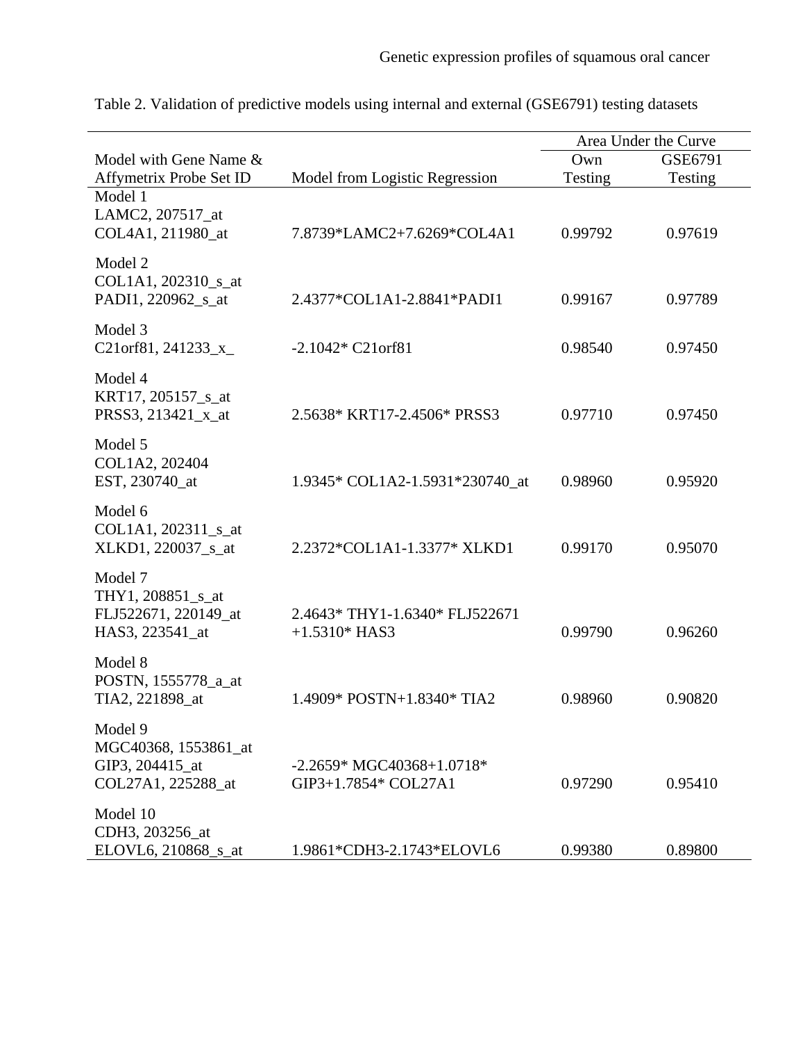Table 2. Validation of predictive models using internal and external (GSE6791) testing datasets

| Model with Gene Name & Affymetrix Probe Set ID | Model from Logistic Regression | Area Under the Curve | |
|---|---|---|---|
| | | Own Testing | GSE6791 Testing |
| Model 1<br>LAMC2, 207517_at<br>COL4A1, 211980_at | 7.8739*LAMC2+7.6269*COL4A1 | 0.99792 | 0.97619 |
| Model 2<br>COL1A1, 202310_s_at<br>PADI1, 220962_s_at | 2.4377*COL1A1-2.8841*PADI1 | 0.99167 | 0.97789 |
| Model 3<br>C21orf81, 241233_x_ | -2.1042* C21orf81 | 0.98540 | 0.97450 |
| Model 4<br>KRT17, 205157_s_at<br>PRSS3, 213421_x_at | 2.5638* KRT17-2.4506* PRSS3 | 0.97710 | 0.97450 |
| Model 5<br>COL1A2, 202404<br>EST, 230740_at | 1.9345* COL1A2-1.5931*230740_at | 0.98960 | 0.95920 |
| Model 6<br>COL1A1, 202311_s_at<br>XLKD1, 220037_s_at | 2.2372*COL1A1-1.3377* XLKD1 | 0.99170 | 0.95070 |
| Model 7<br>THY1, 208851_s_at<br>FLJ522671, 220149_at<br>HAS3, 223541_at | 2.4643* THY1-1.6340* FLJ522671 +1.5310* HAS3 | 0.99790 | 0.96260 |
| Model 8<br>POSTN, 1555778_a_at<br>TIA2, 221898_at | 1.4909* POSTN+1.8340* TIA2 | 0.98960 | 0.90820 |
| Model 9<br>MGC40368, 1553861_at<br>GIP3, 204415_at<br>COL27A1, 225288_at | -2.2659* MGC40368+1.0718* GIP3+1.7854* COL27A1 | 0.97290 | 0.95410 |
| Model 10<br>CDH3, 203256_at<br>ELOVL6, 210868_s_at | 1.9861*CDH3-2.1743*ELOVL6 | 0.99380 | 0.89800 |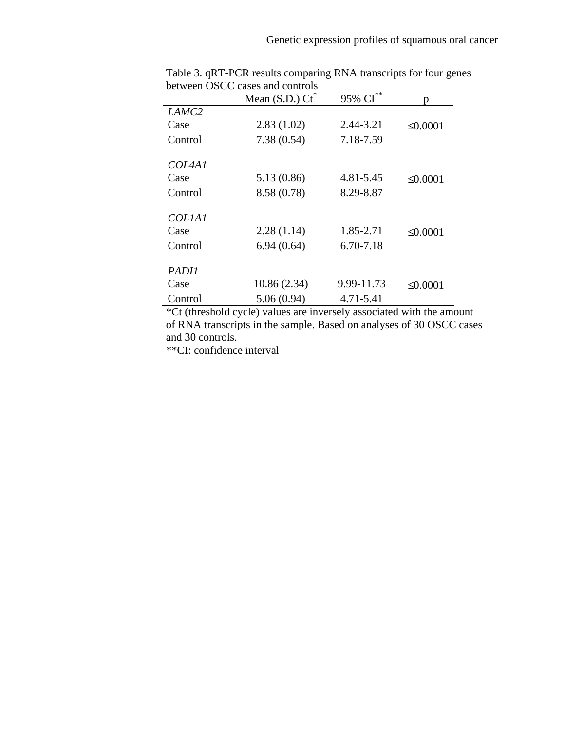Table 3. qRT-PCR results comparing RNA transcripts for four genes between OSCC cases and controls

| | Mean (S.D.) Ct* | 95% CI** | p |
|---|---|---|---|
| *LAMC2* | | | |
| Case | 2.83 (1.02) | 2.44-3.21 | ≤0.0001 |
| Control | 7.38 (0.54) | 7.18-7.59 | |
| *COL4A1* | | | |
| Case | 5.13 (0.86) | 4.81-5.45 | ≤0.0001 |
| Control | 8.58 (0.78) | 8.29-8.87 | |
| *COL1A1* | | | |
| Case | 2.28 (1.14) | 1.85-2.71 | ≤0.0001 |
| Control | 6.94 (0.64) | 6.70-7.18 | |
| *PADI1* | | | |
| Case | 10.86 (2.34) | 9.99-11.73 | ≤0.0001 |
| Control | 5.06 (0.94) | 4.71-5.41 | |

*Ct (threshold cycle) values are inversely associated with the amount of RNA transcripts in the sample. Based on analyses of 30 OSCC cases and 30 controls.

**CI: confidence interval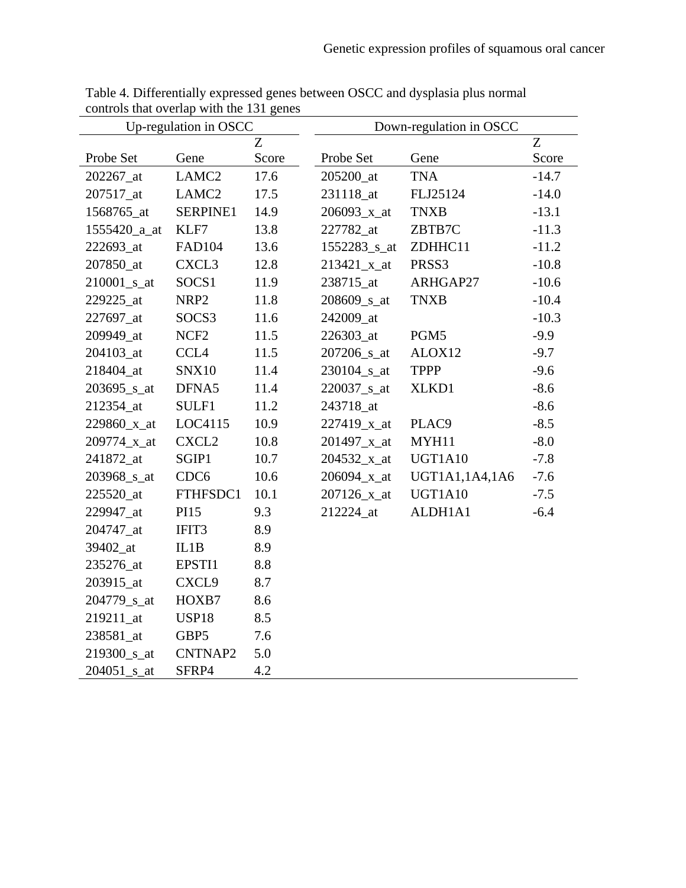Table 4. Differentially expressed genes between OSCC and dysplasia plus normal controls that overlap with the 131 genes

| Up-regulation in OSCC | | | Down-regulation in OSCC | | |
|---|---|---|---|---|---|
| Probe Set | Gene | Z Score | Probe Set | Gene | Z Score |
| 202267_at | LAMC2 | 17.6 | 205200_at | TNA | -14.7 |
| 207517_at | LAMC2 | 17.5 | 231118_at | FLJ25124 | -14.0 |
| 1568765_at | SERPINE1 | 14.9 | 206093_x_at | TNXB | -13.1 |
| 1555420_a_at | KLF7 | 13.8 | 227782_at | ZBTB7C | -11.3 |
| 222693_at | FAD104 | 13.6 | 1552283_s_at | ZDHHC11 | -11.2 |
| 207850_at | CXCL3 | 12.8 | 213421_x_at | PRSS3 | -10.8 |
| 210001_s_at | SOCS1 | 11.9 | 238715_at | ARHGAP27 | -10.6 |
| 229225_at | NRP2 | 11.8 | 208609_s_at | TNXB | -10.4 |
| 227697_at | SOCS3 | 11.6 | 242009_at | | -10.3 |
| 209949_at | NCF2 | 11.5 | 226303_at | PGM5 | -9.9 |
| 204103_at | CCL4 | 11.5 | 207206_s_at | ALOX12 | -9.7 |
| 218404_at | SNX10 | 11.4 | 230104_s_at | TPPP | -9.6 |
| 203695_s_at | DFNA5 | 11.4 | 220037_s_at | XLKD1 | -8.6 |
| 212354_at | SULF1 | 11.2 | 243718_at | | -8.6 |
| 229860_x_at | LOC4115 | 10.9 | 227419_x_at | PLAC9 | -8.5 |
| 209774_x_at | CXCL2 | 10.8 | 201497_x_at | MYH11 | -8.0 |
| 241872_at | SGIP1 | 10.7 | 204532_x_at | UGT1A10 | -7.8 |
| 203968_s_at | CDC6 | 10.6 | 206094_x_at | UGT1A1,1A4,1A6 | -7.6 |
| 225520_at | FTHFSDC1 | 10.1 | 207126_x_at | UGT1A10 | -7.5 |
| 229947_at | PI15 | 9.3 | 212224_at | ALDH1A1 | -6.4 |
| 204747_at | IFIT3 | 8.9 | | | |
| 39402_at | IL1B | 8.9 | | | |
| 235276_at | EPSTI1 | 8.8 | | | |
| 203915_at | CXCL9 | 8.7 | | | |
| 204779_s_at | HOXB7 | 8.6 | | | |
| 219211_at | USP18 | 8.5 | | | |
| 238581_at | GBP5 | 7.6 | | | |
| 219300_s_at | CNTNAP2 | 5.0 | | | |
| 204051_s_at | SFRP4 | 4.2 | | | |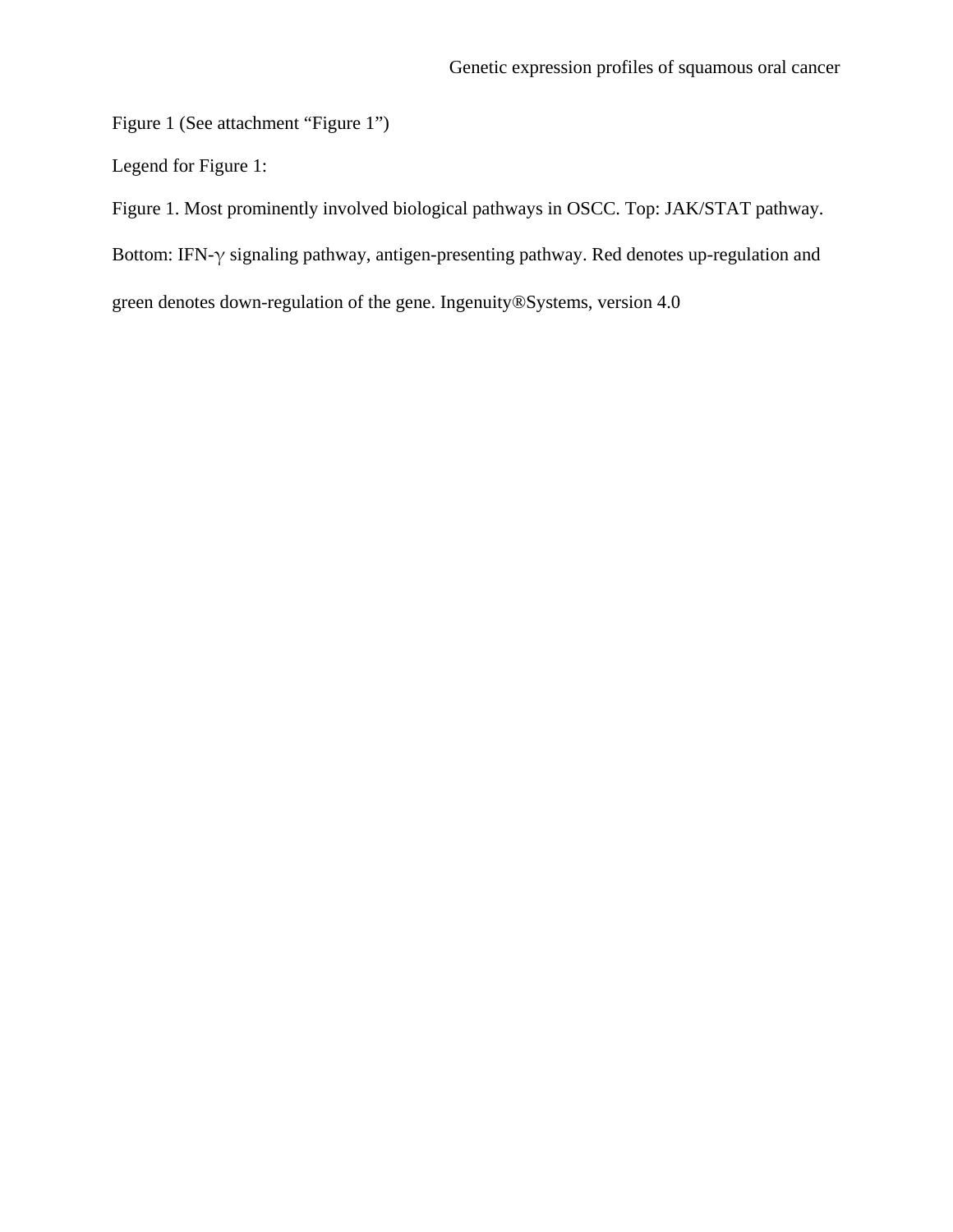Figure 1 (See attachment "Figure 1")

Legend for Figure 1:

Figure 1. Most prominently involved biological pathways in OSCC. Top: JAK/STAT pathway. Bottom: IFN-$\gamma$ signaling pathway, antigen-presenting pathway. Red denotes up-regulation and green denotes down-regulation of the gene. Ingenuity®Systems, version 4.0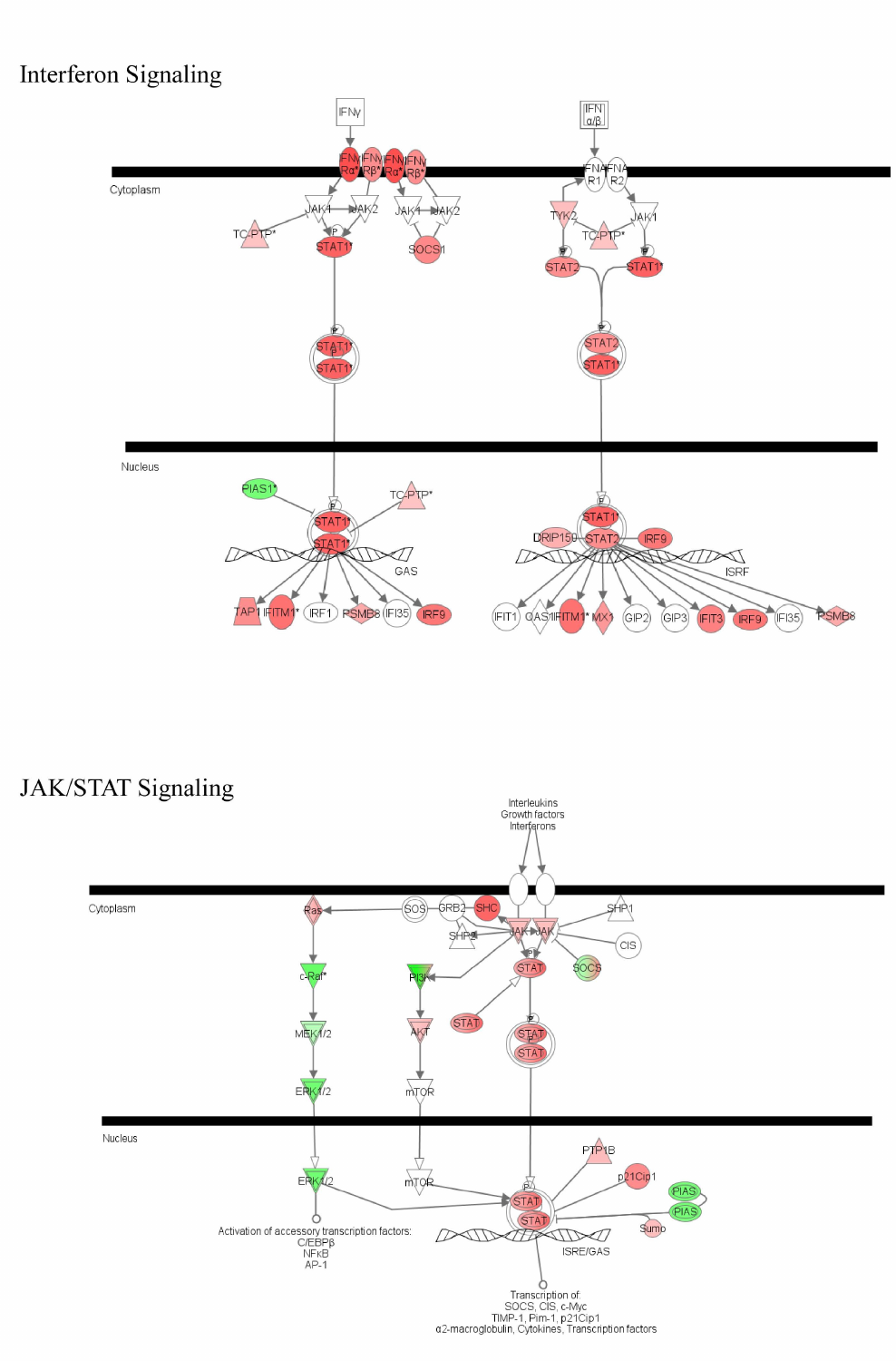## Interferon Signaling

## JAK/STAT Signaling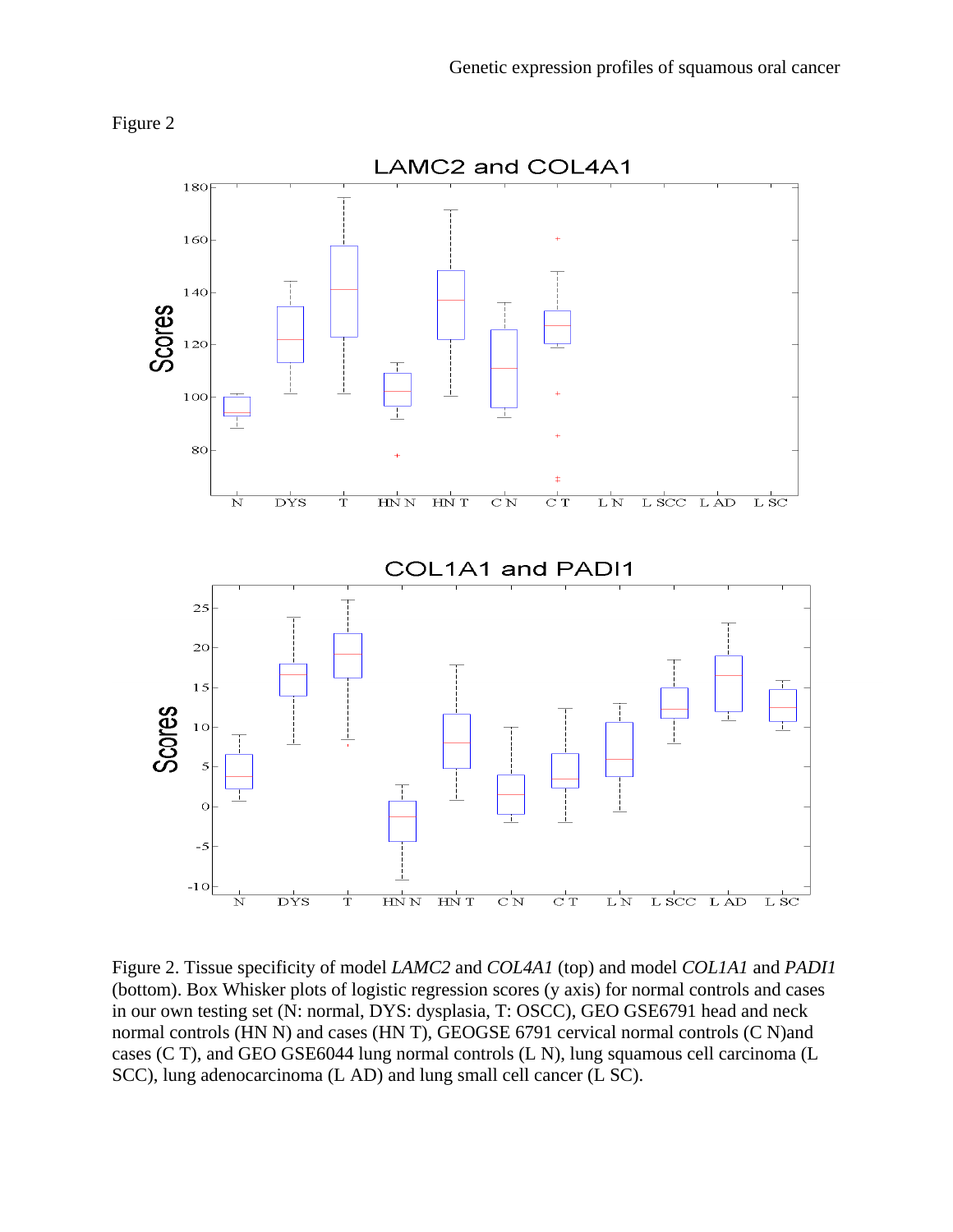Figure 2

LAMC2 and COL4A1

Scores

180
160
140
120
100
80

N DYS T HN N HN T C N C T L N L SCC L AD L SC

COL1A1 and PADI1

Scores

25
20
15
10
5
0
-5
-10

N DYS T HN N HN T C N C T L N L SCC L AD L SC

Figure 2. Tissue specificity of model *LAMC2* and *COL4A1* (top) and model *COL1A1* and *PADI1* (bottom). Box Whisker plots of logistic regression scores (y axis) for normal controls and cases in our own testing set (N: normal, DYS: dysplasia, T: OSCC), GEO GSE6791 head and neck normal controls (HN N) and cases (HN T), GEOGSE 6791 cervical normal controls (C N)and cases (C T), and GEO GSE6044 lung normal controls (L N), lung squamous cell carcinoma (L SCC), lung adenocarcinoma (L AD) and lung small cell cancer (L SC).